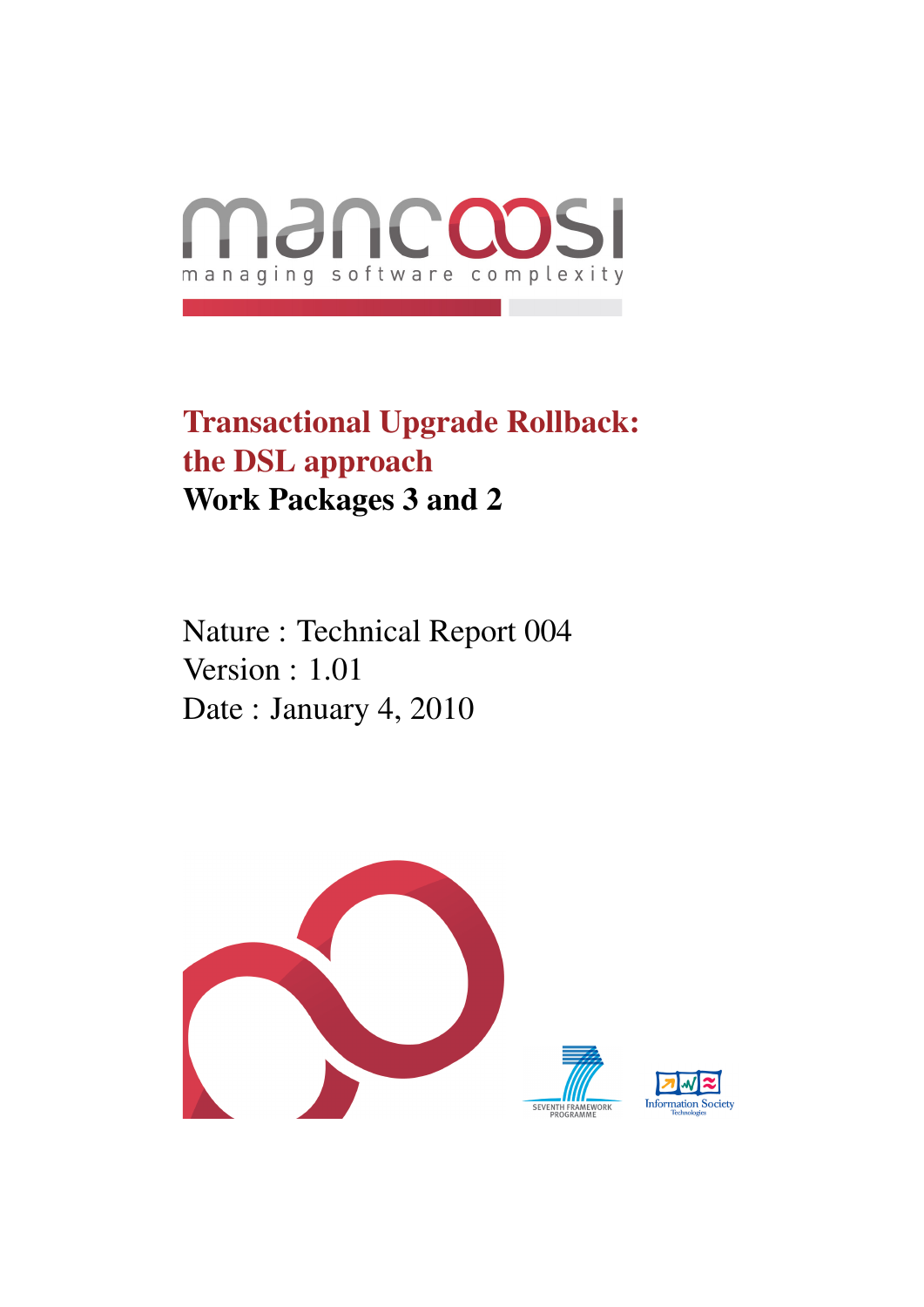mancoosi

managing software complexity

# Transactional Upgrade Rollback: the DSL approach

## Work Packages 3 and 2

Nature : Technical Report 004

Version : 1.01

Date : January 4, 2010

SEVENTH FRAMEWORK PROGRAMME

Information Society Technologies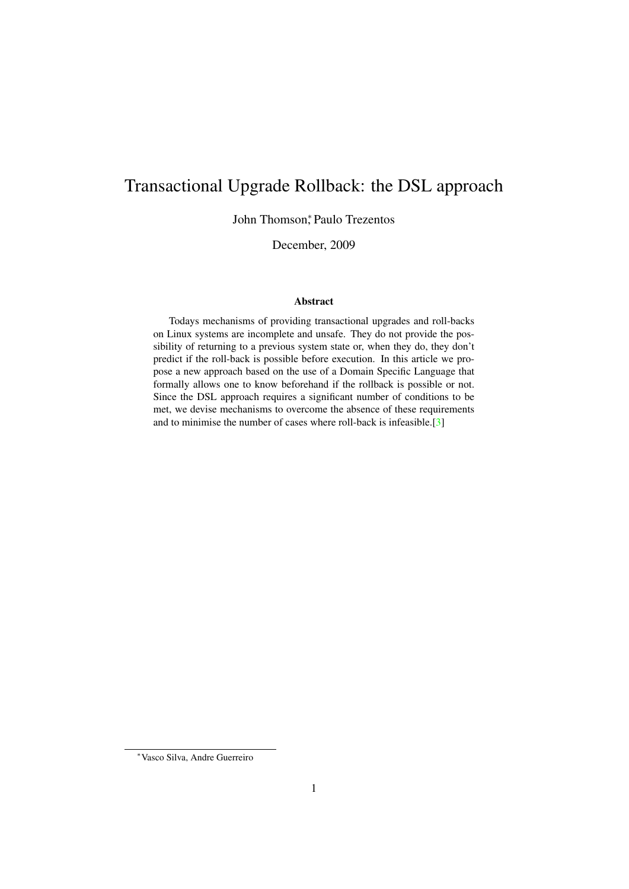# Transactional Upgrade Rollback: the DSL approach

John Thomson,* Paulo Trezentos

December, 2009

### Abstract

Todays mechanisms of providing transactional upgrades and roll-backs on Linux systems are incomplete and unsafe. They do not provide the possibility of returning to a previous system state or, when they do, they don't predict if the roll-back is possible before execution. In this article we propose a new approach based on the use of a Domain Specific Language that formally allows one to know beforehand if the rollback is possible or not. Since the DSL approach requires a significant number of conditions to be met, we devise mechanisms to overcome the absence of these requirements and to minimise the number of cases where roll-back is infeasible.[3]

---

*Vasco Silva, Andre Guerreiro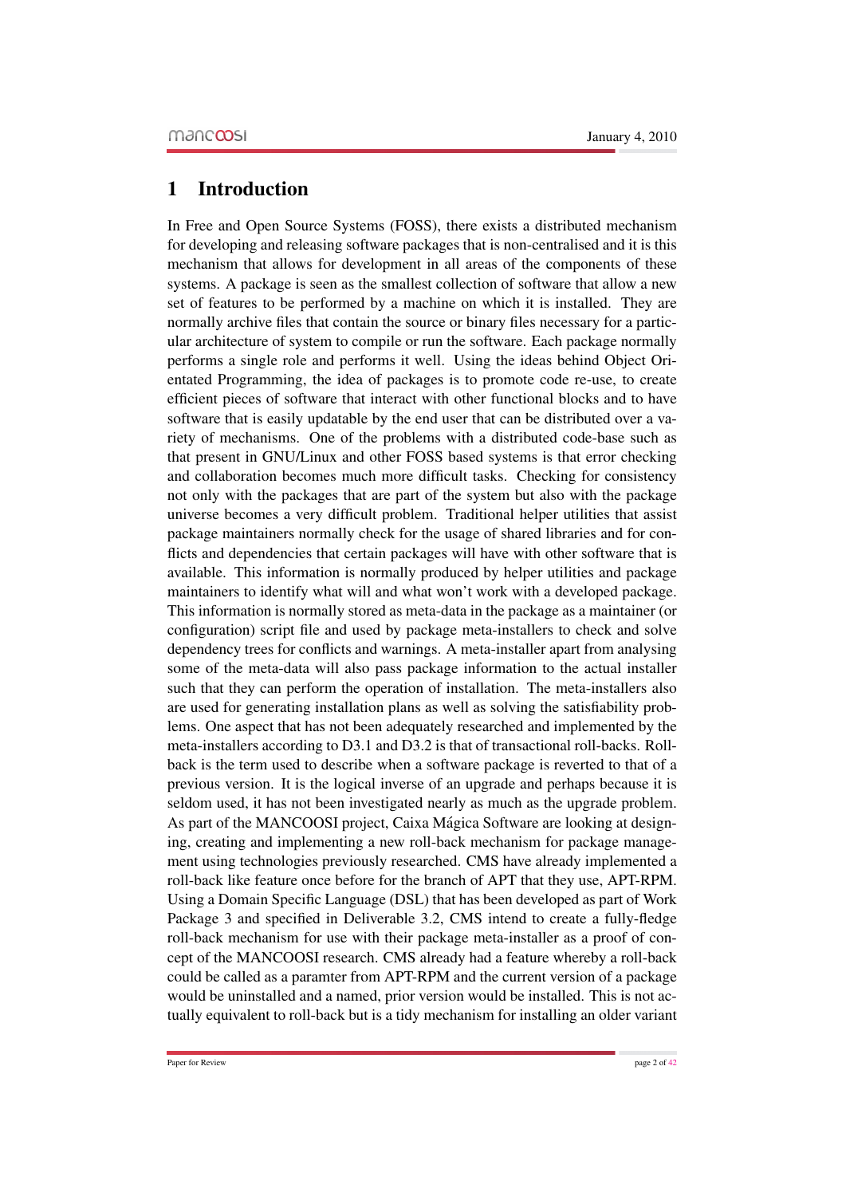# 1 Introduction

In Free and Open Source Systems (FOSS), there exists a distributed mechanism for developing and releasing software packages that is non-centralised and it is this mechanism that allows for development in all areas of the components of these systems. A package is seen as the smallest collection of software that allow a new set of features to be performed by a machine on which it is installed. They are normally archive files that contain the source or binary files necessary for a particular architecture of system to compile or run the software. Each package normally performs a single role and performs it well. Using the ideas behind Object Orientated Programming, the idea of packages is to promote code re-use, to create efficient pieces of software that interact with other functional blocks and to have software that is easily updatable by the end user that can be distributed over a variety of mechanisms. One of the problems with a distributed code-base such as that present in GNU/Linux and other FOSS based systems is that error checking and collaboration becomes much more difficult tasks. Checking for consistency not only with the packages that are part of the system but also with the package universe becomes a very difficult problem. Traditional helper utilities that assist package maintainers normally check for the usage of shared libraries and for conflicts and dependencies that certain packages will have with other software that is available. This information is normally produced by helper utilities and package maintainers to identify what will and what won't work with a developed package. This information is normally stored as meta-data in the package as a maintainer (or configuration) script file and used by package meta-installers to check and solve dependency trees for conflicts and warnings. A meta-installer apart from analysing some of the meta-data will also pass package information to the actual installer such that they can perform the operation of installation. The meta-installers also are used for generating installation plans as well as solving the satisfiability problems. One aspect that has not been adequately researched and implemented by the meta-installers according to D3.1 and D3.2 is that of transactional roll-backs. Roll-back is the term used to describe when a software package is reverted to that of a previous version. It is the logical inverse of an upgrade and perhaps because it is seldom used, it has not been investigated nearly as much as the upgrade problem. As part of the MANCOOSI project, Caixa Mágica Software are looking at designing, creating and implementing a new roll-back mechanism for package management using technologies previously researched. CMS have already implemented a roll-back like feature once before for the branch of APT that they use, APT-RPM. Using a Domain Specific Language (DSL) that has been developed as part of Work Package 3 and specified in Deliverable 3.2, CMS intend to create a fully-fledge roll-back mechanism for use with their package meta-installer as a proof of concept of the MANCOOSI research. CMS already had a feature whereby a roll-back could be called as a paramter from APT-RPM and the current version of a package would be uninstalled and a named, prior version would be installed. This is not actually equivalent to roll-back but is a tidy mechanism for installing an older variant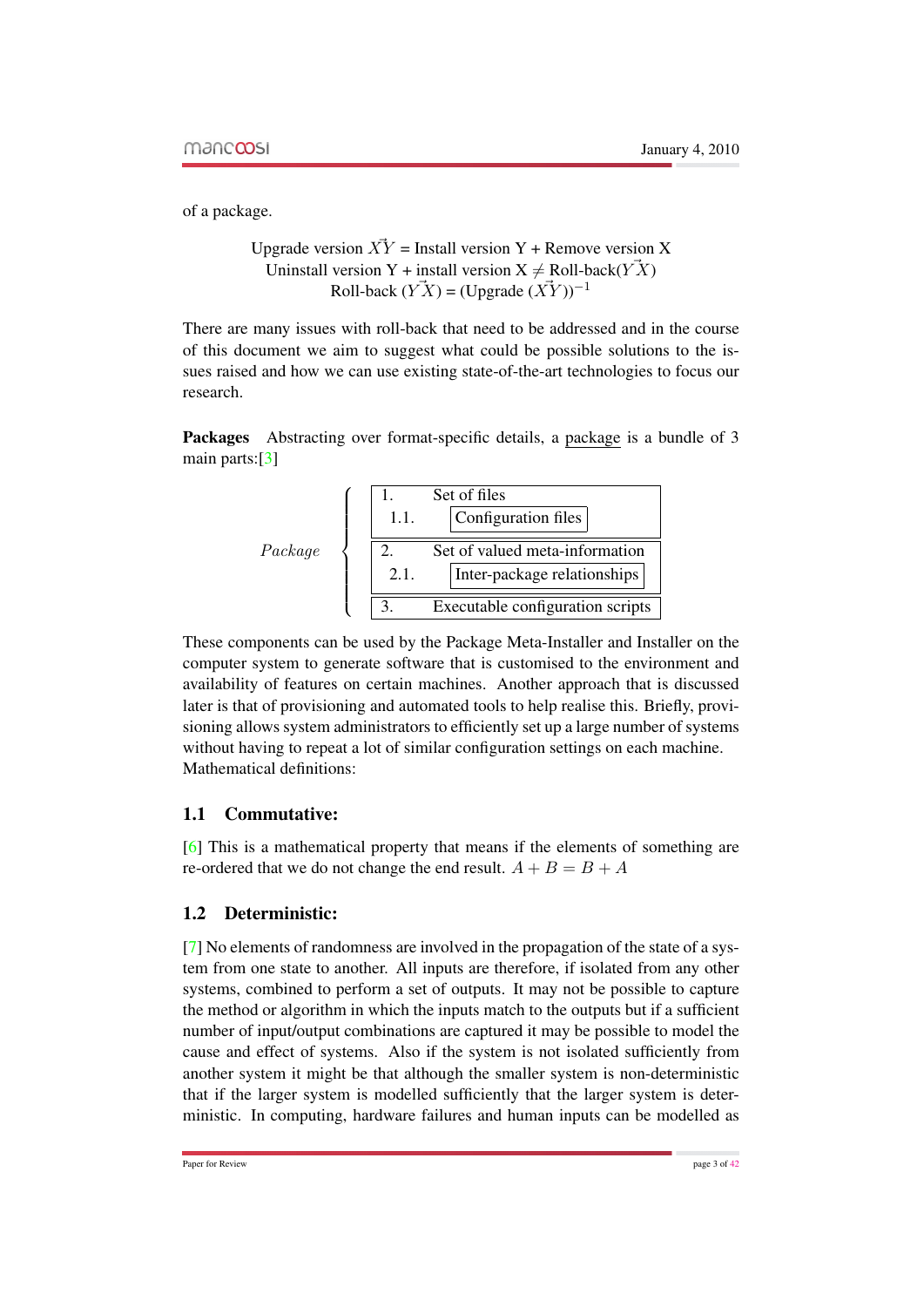of a package.

$$\text{Upgrade version } \vec{XY} = \text{Install version Y + Remove version X}$$
$$\text{Uninstall version Y + install version X} \neq \text{Roll-back}(\vec{YX})$$
$$\text{Roll-back } (\vec{YX}) = (\text{Upgrade } (\vec{XY}))^{-1}$$

There are many issues with roll-back that need to be addressed and in the course of this document we aim to suggest what could be possible solutions to the issues raised and how we can use existing state-of-the-art technologies to focus our research.

**Packages** Abstracting over format-specific details, a package is a bundle of 3 main parts:[3]

*Package*

| | |
|---|---|
| 1. | Set of files |
| 1.1. | Configuration files |
| 2. | Set of valued meta-information |
| 2.1. | Inter-package relationships |
| 3. | Executable configuration scripts |

These components can be used by the Package Meta-Installer and Installer on the computer system to generate software that is customised to the environment and availability of features on certain machines. Another approach that is discussed later is that of provisioning and automated tools to help realise this. Briefly, provisioning allows system administrators to efficiently set up a large number of systems without having to repeat a lot of similar configuration settings on each machine. Mathematical definitions:

### 1.1 Commutative:

[6] This is a mathematical property that means if the elements of something are re-ordered that we do not change the end result. $A + B = B + A$

### 1.2 Deterministic:

[7] No elements of randomness are involved in the propagation of the state of a system from one state to another. All inputs are therefore, if isolated from any other systems, combined to perform a set of outputs. It may not be possible to capture the method or algorithm in which the inputs match to the outputs but if a sufficient number of input/output combinations are captured it may be possible to model the cause and effect of systems. Also if the system is not isolated sufficiently from another system it might be that although the smaller system is non-deterministic that if the larger system is modelled sufficiently that the larger system is deterministic. In computing, hardware failures and human inputs can be modelled as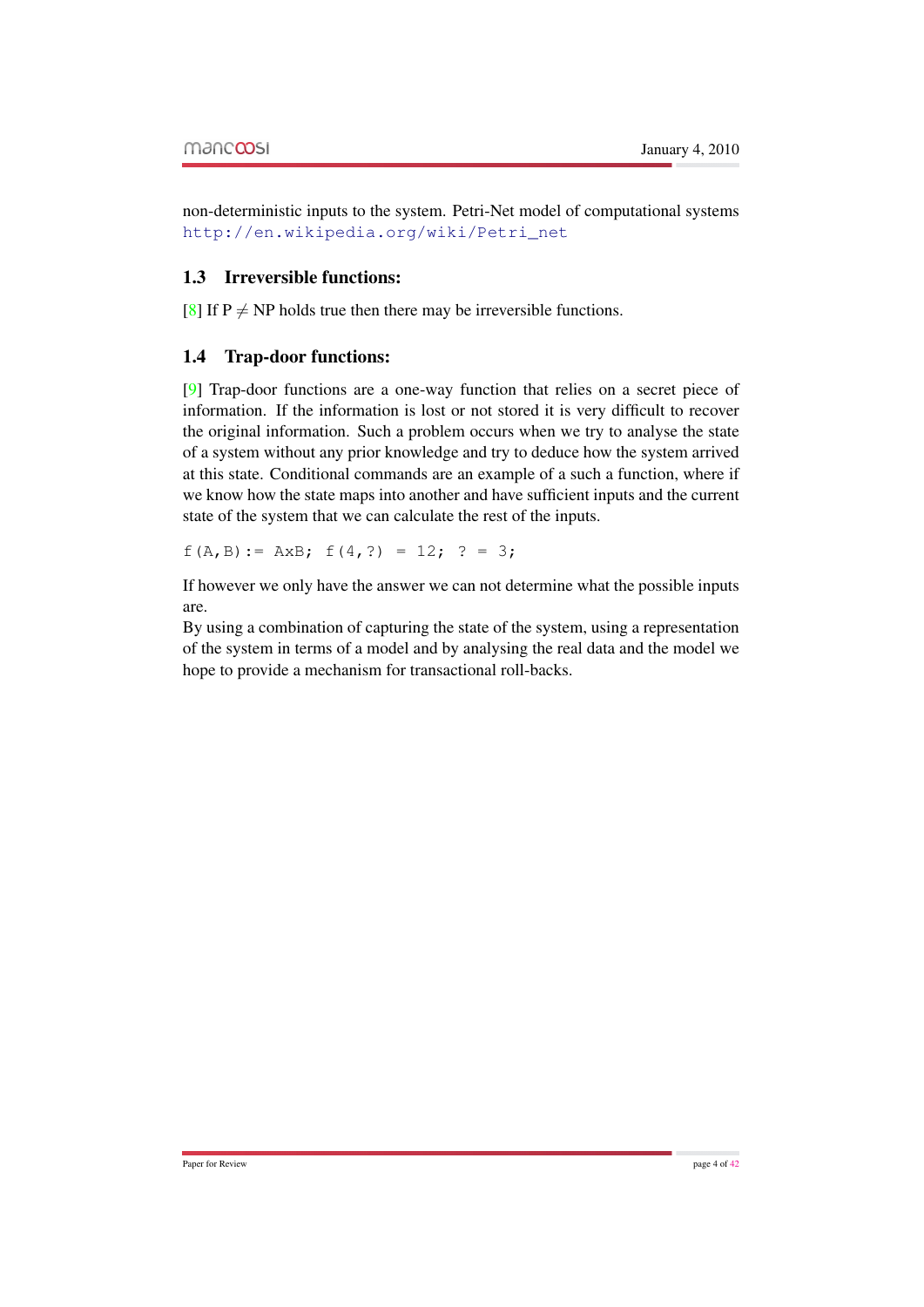non-deterministic inputs to the system. Petri-Net model of computational systems http://en.wikipedia.org/wiki/Petri_net

### 1.3 Irreversible functions:

[8] If P $\neq$ NP holds true then there may be irreversible functions.

### 1.4 Trap-door functions:

[9] Trap-door functions are a one-way function that relies on a secret piece of information. If the information is lost or not stored it is very difficult to recover the original information. Such a problem occurs when we try to analyse the state of a system without any prior knowledge and try to deduce how the system arrived at this state. Conditional commands are an example of a such a function, where if we know how the state maps into another and have sufficient inputs and the current state of the system that we can calculate the rest of the inputs.

```
f(A,B):= AxB; f(4,?) = 12; ? = 3;
```

If however we only have the answer we can not determine what the possible inputs are.
By using a combination of capturing the state of the system, using a representation of the system in terms of a model and by analysing the real data and the model we hope to provide a mechanism for transactional roll-backs.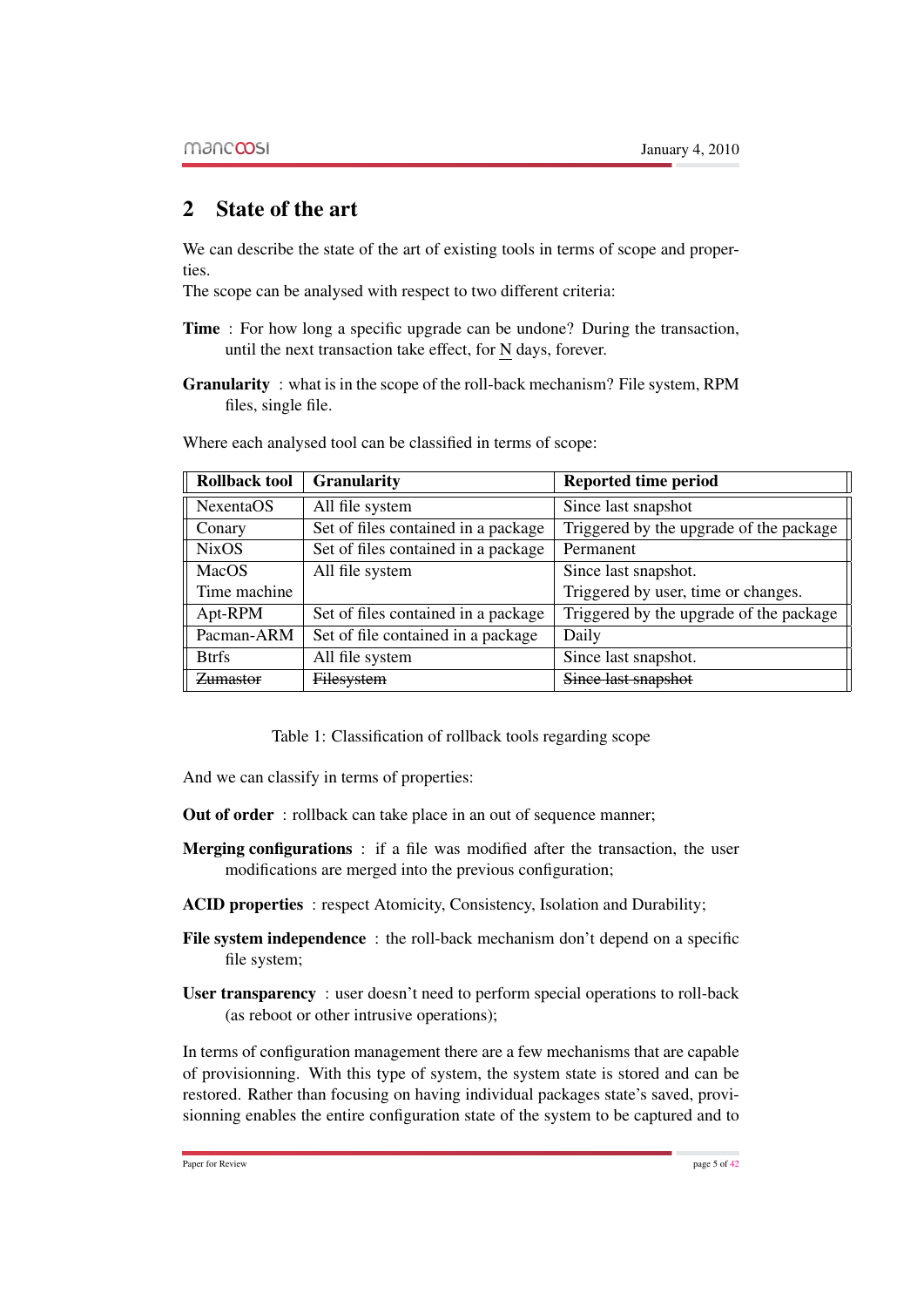## 2 State of the art

We can describe the state of the art of existing tools in terms of scope and properties.
The scope can be analysed with respect to two different criteria:

**Time** : For how long a specific upgrade can be undone? During the transaction, until the next transaction take effect, for N days, forever.

**Granularity** : what is in the scope of the roll-back mechanism? File system, RPM files, single file.

Where each analysed tool can be classified in terms of scope:

| Rollback tool | Granularity | Reported time period |
|---|---|---|
| NexentaOS | All file system | Since last snapshot |
| Conary | Set of files contained in a package | Triggered by the upgrade of the package |
| NixOS | Set of files contained in a package | Permanent |
| MacOS Time machine | All file system | Since last snapshot. Triggered by user, time or changes. |
| Apt-RPM | Set of files contained in a package | Triggered by the upgrade of the package |
| Pacman-ARM | Set of file contained in a package | Daily |
| Btrfs | All file system | Since last snapshot. |
| ~~Zumastor~~ | ~~Filesystem~~ | ~~Since last snapshot~~ |

Table 1: Classification of rollback tools regarding scope

And we can classify in terms of properties:

**Out of order** : rollback can take place in an out of sequence manner;

**Merging configurations** : if a file was modified after the transaction, the user modifications are merged into the previous configuration;

**ACID properties** : respect Atomicity, Consistency, Isolation and Durability;

**File system independence** : the roll-back mechanism don't depend on a specific file system;

**User transparency** : user doesn't need to perform special operations to roll-back (as reboot or other intrusive operations);

In terms of configuration management there are a few mechanisms that are capable of provisionning. With this type of system, the system state is stored and can be restored. Rather than focusing on having individual packages state's saved, provisioning enables the entire configuration state of the system to be captured and to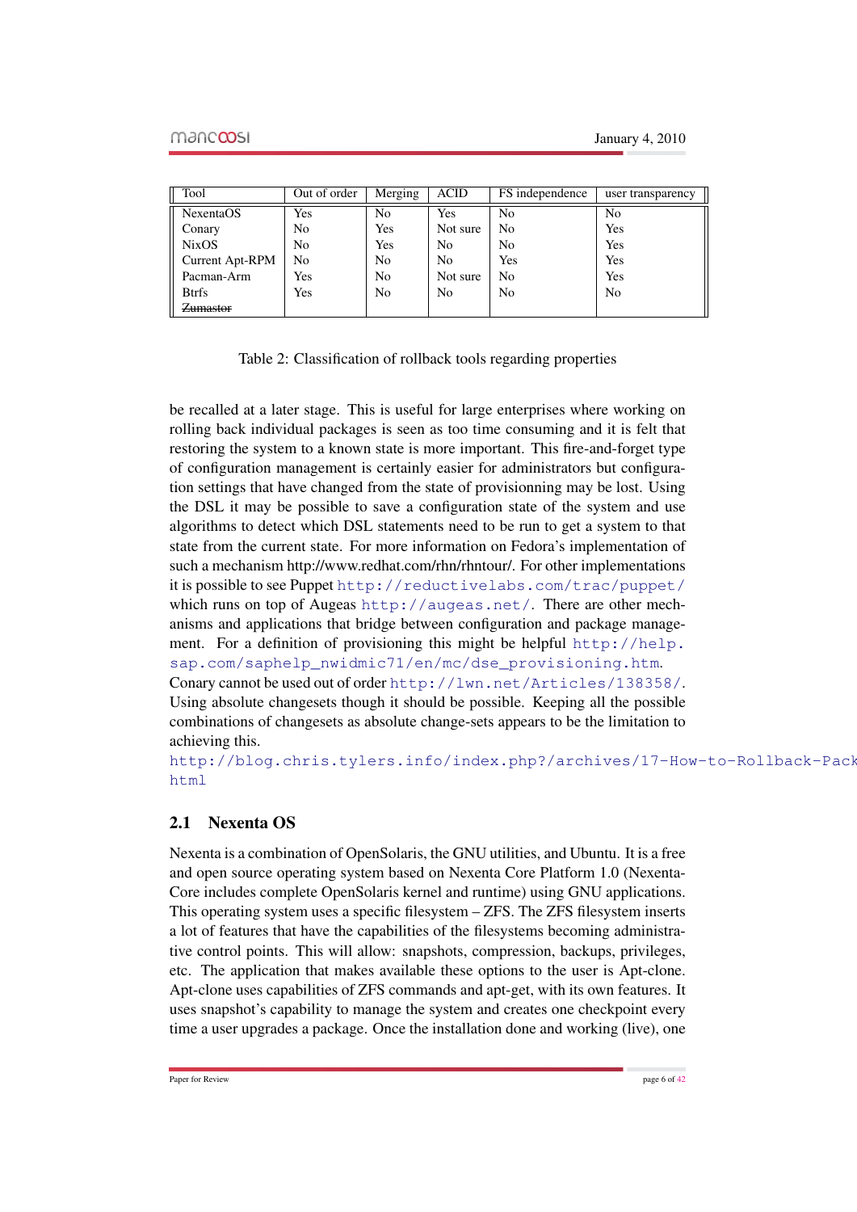| Tool | Out of order | Merging | ACID | FS independence | user transparency |
|---|---|---|---|---|---|
| NexentaOS | Yes | No | Yes | No | No |
| Conary | No | Yes | Not sure | No | Yes |
| NixOS | No | Yes | No | No | Yes |
| Current Apt-RPM | No | No | No | Yes | Yes |
| Pacman-Arm | Yes | No | Not sure | No | Yes |
| Btrfs | Yes | No | No | No | No |
| ~~Zumastor~~ | | | | | |

Table 2: Classification of rollback tools regarding properties

be recalled at a later stage. This is useful for large enterprises where working on rolling back individual packages is seen as too time consuming and it is felt that restoring the system to a known state is more important. This fire-and-forget type of configuration management is certainly easier for administrators but configuration settings that have changed from the state of provisionning may be lost. Using the DSL it may be possible to save a configuration state of the system and use algorithms to detect which DSL statements need to be run to get a system to that state from the current state. For more information on Fedora's implementation of such a mechanism http://www.redhat.com/rhn/rhntour/. For other implementations it is possible to see Puppet http://reductivelabs.com/trac/puppet/ which runs on top of Augeas http://augeas.net/. There are other mechanisms and applications that bridge between configuration and package management. For a definition of provisioning this might be helpful http://help.sap.com/saphelp_nwidmc71/en/mc/dse_provisioning.htm. Conary cannot be used out of order http://lwn.net/Articles/138358/. Using absolute changesets though it should be possible. Keeping all the possible combinations of changesets as absolute change-sets appears to be the limitation to achieving this.
http://blog.chris.tylers.info/index.php?/archives/17-How-to-Rollback-Pack html

## 2.1 Nexenta OS

Nexenta is a combination of OpenSolaris, the GNU utilities, and Ubuntu. It is a free and open source operating system based on Nexenta Core Platform 1.0 (Nexenta-Core includes complete OpenSolaris kernel and runtime) using GNU applications. This operating system uses a specific filesystem – ZFS. The ZFS filesystem inserts a lot of features that have the capabilities of the filesystems becoming administrative control points. This will allow: snapshots, compression, backups, privileges, etc. The application that makes available these options to the user is Apt-clone. Apt-clone uses capabilities of ZFS commands and apt-get, with its own features. It uses snapshot's capability to manage the system and creates one checkpoint every time a user upgrades a package. Once the installation done and working (live), one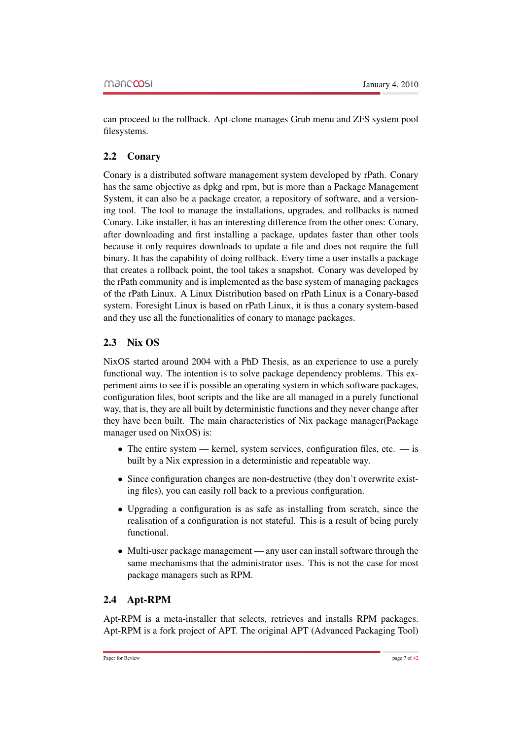can proceed to the rollback. Apt-clone manages Grub menu and ZFS system pool filesystems.

## 2.2 Conary

Conary is a distributed software management system developed by rPath. Conary has the same objective as dpkg and rpm, but is more than a Package Management System, it can also be a package creator, a repository of software, and a versioning tool. The tool to manage the installations, upgrades, and rollbacks is named Conary. Like installer, it has an interesting difference from the other ones: Conary, after downloading and first installing a package, updates faster than other tools because it only requires downloads to update a file and does not require the full binary. It has the capability of doing rollback. Every time a user installs a package that creates a rollback point, the tool takes a snapshot. Conary was developed by the rPath community and is implemented as the base system of managing packages of the rPath Linux. A Linux Distribution based on rPath Linux is a Conary-based system. Foresight Linux is based on rPath Linux, it is thus a conary system-based and they use all the functionalities of conary to manage packages.

## 2.3 Nix OS

NixOS started around 2004 with a PhD Thesis, as an experience to use a purely functional way. The intention is to solve package dependency problems. This experiment aims to see if is possible an operating system in which software packages, configuration files, boot scripts and the like are all managed in a purely functional way, that is, they are all built by deterministic functions and they never change after they have been built. The main characteristics of Nix package manager(Package manager used on NixOS) is:

- The entire system — kernel, system services, configuration files, etc. — is built by a Nix expression in a deterministic and repeatable way.
- Since configuration changes are non-destructive (they don't overwrite existing files), you can easily roll back to a previous configuration.
- Upgrading a configuration is as safe as installing from scratch, since the realisation of a configuration is not stateful. This is a result of being purely functional.
- Multi-user package management — any user can install software through the same mechanisms that the administrator uses. This is not the case for most package managers such as RPM.

## 2.4 Apt-RPM

Apt-RPM is a meta-installer that selects, retrieves and installs RPM packages. Apt-RPM is a fork project of APT. The original APT (Advanced Packaging Tool)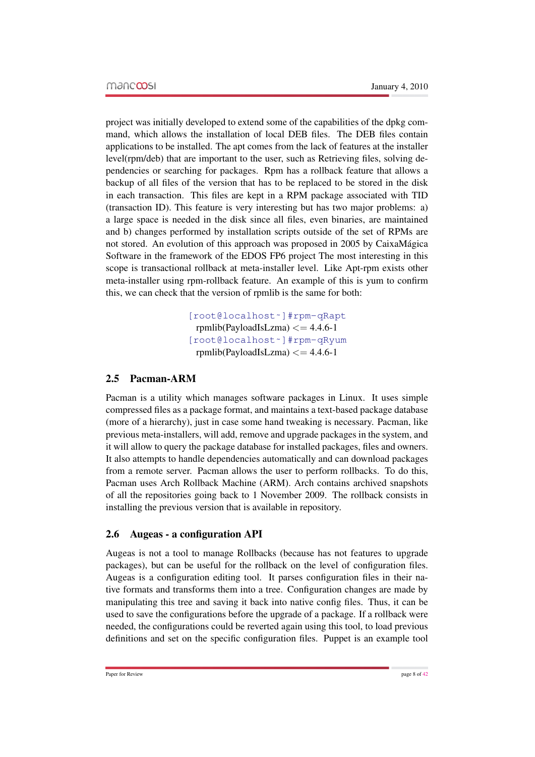project was initially developed to extend some of the capabilities of the dpkg command, which allows the installation of local DEB files. The DEB files contain applications to be installed. The apt comes from the lack of features at the installer level(rpm/deb) that are important to the user, such as Retrieving files, solving dependencies or searching for packages. Rpm has a rollback feature that allows a backup of all files of the version that has to be replaced to be stored in the disk in each transaction. This files are kept in a RPM package associated with TID (transaction ID). This feature is very interesting but has two major problems: a) a large space is needed in the disk since all files, even binaries, are maintained and b) changes performed by installation scripts outside of the set of RPMs are not stored. An evolution of this approach was proposed in 2005 by CaixaMágica Software in the framework of the EDOS FP6 project The most interesting in this scope is transactional rollback at meta-installer level. Like Apt-rpm exists other meta-installer using rpm-rollback feature. An example of this is yum to confirm this, we can check that the version of rpmlib is the same for both:

```
[root@localhost~]#rpm-qRapt
rpmlib(PayloadIsLzma) <= 4.4.6-1
[root@localhost~]#rpm-qRyum
rpmlib(PayloadIsLzma) <= 4.4.6-1
```

## 2.5 Pacman-ARM

Pacman is a utility which manages software packages in Linux. It uses simple compressed files as a package format, and maintains a text-based package database (more of a hierarchy), just in case some hand tweaking is necessary. Pacman, like previous meta-installers, will add, remove and upgrade packages in the system, and it will allow to query the package database for installed packages, files and owners. It also attempts to handle dependencies automatically and can download packages from a remote server. Pacman allows the user to perform rollbacks. To do this, Pacman uses Arch Rollback Machine (ARM). Arch contains archived snapshots of all the repositories going back to 1 November 2009. The rollback consists in installing the previous version that is available in repository.

## 2.6 Augeas - a configuration API

Augeas is not a tool to manage Rollbacks (because has not features to upgrade packages), but can be useful for the rollback on the level of configuration files. Augeas is a configuration editing tool. It parses configuration files in their native formats and transforms them into a tree. Configuration changes are made by manipulating this tree and saving it back into native config files. Thus, it can be used to save the configurations before the upgrade of a package. If a rollback were needed, the configurations could be reverted again using this tool, to load previous definitions and set on the specific configuration files. Puppet is an example tool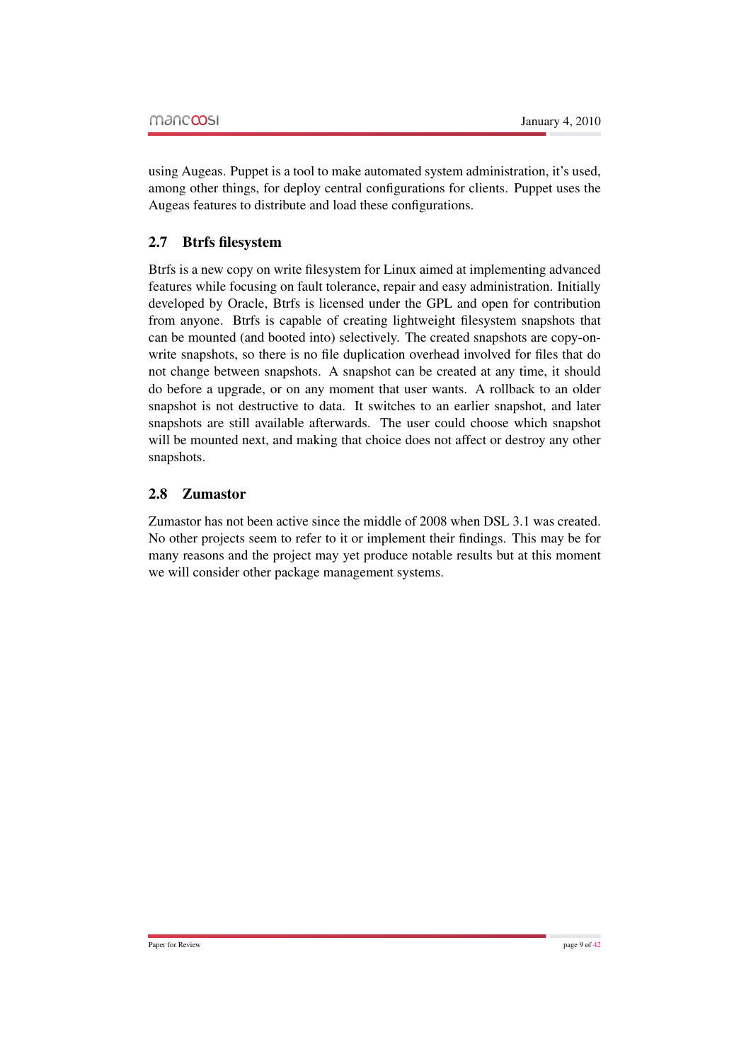using Augeas. Puppet is a tool to make automated system administration, it's used, among other things, for deploy central configurations for clients. Puppet uses the Augeas features to distribute and load these configurations.

## 2.7 Btrfs filesystem

Btrfs is a new copy on write filesystem for Linux aimed at implementing advanced features while focusing on fault tolerance, repair and easy administration. Initially developed by Oracle, Btrfs is licensed under the GPL and open for contribution from anyone. Btrfs is capable of creating lightweight filesystem snapshots that can be mounted (and booted into) selectively. The created snapshots are copy-on-write snapshots, so there is no file duplication overhead involved for files that do not change between snapshots. A snapshot can be created at any time, it should do before a upgrade, or on any moment that user wants. A rollback to an older snapshot is not destructive to data. It switches to an earlier snapshot, and later snapshots are still available afterwards. The user could choose which snapshot will be mounted next, and making that choice does not affect or destroy any other snapshots.

## 2.8 Zumastor

Zumastor has not been active since the middle of 2008 when DSL 3.1 was created. No other projects seem to refer to it or implement their findings. This may be for many reasons and the project may yet produce notable results but at this moment we will consider other package management systems.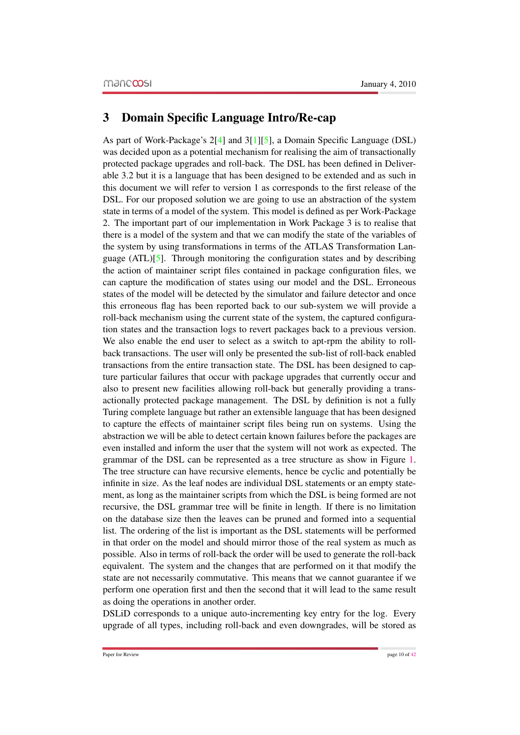# 3 Domain Specific Language Intro/Re-cap

As part of Work-Package's 2[4] and 3[1][5], a Domain Specific Language (DSL) was decided upon as a potential mechanism for realising the aim of transactionally protected package upgrades and roll-back. The DSL has been defined in Deliverable 3.2 but it is a language that has been designed to be extended and as such in this document we will refer to version 1 as corresponds to the first release of the DSL. For our proposed solution we are going to use an abstraction of the system state in terms of a model of the system. This model is defined as per Work-Package 2. The important part of our implementation in Work Package 3 is to realise that there is a model of the system and that we can modify the state of the variables of the system by using transformations in terms of the ATLAS Transformation Language (ATL)[5]. Through monitoring the configuration states and by describing the action of maintainer script files contained in package configuration files, we can capture the modification of states using our model and the DSL. Erroneous states of the model will be detected by the simulator and failure detector and once this erroneous flag has been reported back to our sub-system we will provide a roll-back mechanism using the current state of the system, the captured configuration states and the transaction logs to revert packages back to a previous version. We also enable the end user to select as a switch to apt-rpm the ability to roll-back transactions. The user will only be presented the sub-list of roll-back enabled transactions from the entire transaction state. The DSL has been designed to capture particular failures that occur with package upgrades that currently occur and also to present new facilities allowing roll-back but generally providing a transactionally protected package management. The DSL by definition is not a fully Turing complete language but rather an extensible language that has been designed to capture the effects of maintainer script files being run on systems. Using the abstraction we will be able to detect certain known failures before the packages are even installed and inform the user that the system will not work as expected. The grammar of the DSL can be represented as a tree structure as show in Figure 1. The tree structure can have recursive elements, hence be cyclic and potentially be infinite in size. As the leaf nodes are individual DSL statements or an empty statement, as long as the maintainer scripts from which the DSL is being formed are not recursive, the DSL grammar tree will be finite in length. If there is no limitation on the database size then the leaves can be pruned and formed into a sequential list. The ordering of the list is important as the DSL statements will be performed in that order on the model and should mirror those of the real system as much as possible. Also in terms of roll-back the order will be used to generate the roll-back equivalent. The system and the changes that are performed on it that modify the state are not necessarily commutative. This means that we cannot guarantee if we perform one operation first and then the second that it will lead to the same result as doing the operations in another order.

DSLiD corresponds to a unique auto-incrementing key entry for the log. Every upgrade of all types, including roll-back and even downgrades, will be stored as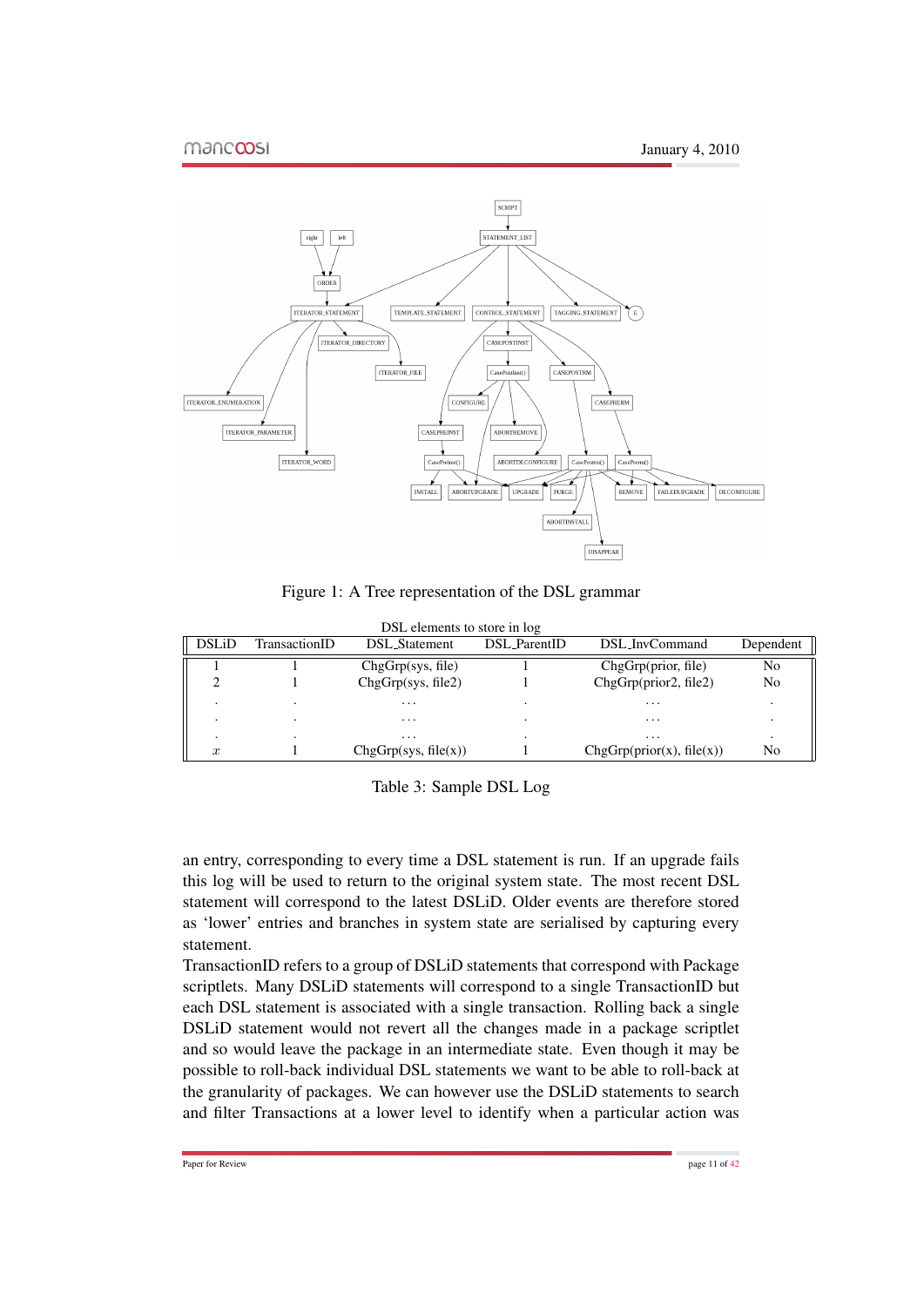Figure 1: A Tree representation of the DSL grammar

DSL elements to store in log

| DSLiD | TransactionID | DSL_Statement | DSL_ParentID | DSL_InvCommand | Dependent |
|---|---|---|---|---|---|
| 1 | 1 | ChgGrp(sys, file) | 1 | ChgGrp(prior, file) | No |
| 2 | 1 | ChgGrp(sys, file2) | 1 | ChgGrp(prior2, file2) | No |
| . | . | ... | . | ... | . |
| . | . | ... | . | ... | . |
| . | . | ... | . | ... | . |
| $x$ | 1 | ChgGrp(sys, file(x)) | 1 | ChgGrp(prior(x), file(x)) | No |

Table 3: Sample DSL Log

an entry, corresponding to every time a DSL statement is run. If an upgrade fails this log will be used to return to the original system state. The most recent DSL statement will correspond to the latest DSLiD. Older events are therefore stored as 'lower' entries and branches in system state are serialised by capturing every statement.

TransactionID refers to a group of DSLiD statements that correspond with Package scriptlets. Many DSLiD statements will correspond to a single TransactionID but each DSL statement is associated with a single transaction. Rolling back a single DSLiD statement would not revert all the changes made in a package scriptlet and so would leave the package in an intermediate state. Even though it may be possible to roll-back individual DSL statements we want to be able to roll-back at the granularity of packages. We can however use the DSLiD statements to search and filter Transactions at a lower level to identify when a particular action was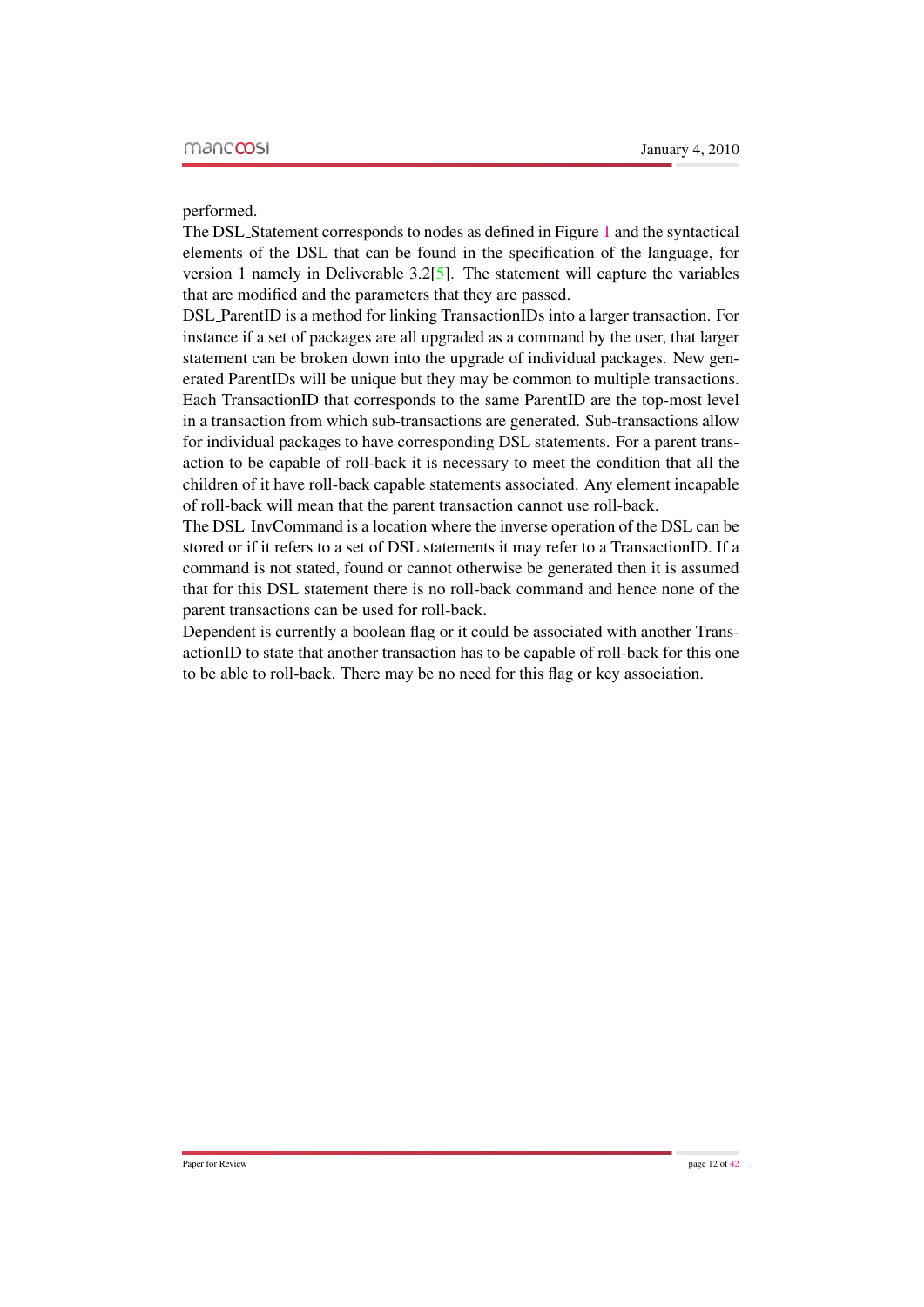performed.

The DSL_Statement corresponds to nodes as defined in Figure 1 and the syntactical elements of the DSL that can be found in the specification of the language, for version 1 namely in Deliverable 3.2[5]. The statement will capture the variables that are modified and the parameters that they are passed.

DSL_ParentID is a method for linking TransactionIDs into a larger transaction. For instance if a set of packages are all upgraded as a command by the user, that larger statement can be broken down into the upgrade of individual packages. New generated ParentIDs will be unique but they may be common to multiple transactions. Each TransactionID that corresponds to the same ParentID are the top-most level in a transaction from which sub-transactions are generated. Sub-transactions allow for individual packages to have corresponding DSL statements. For a parent transaction to be capable of roll-back it is necessary to meet the condition that all the children of it have roll-back capable statements associated. Any element incapable of roll-back will mean that the parent transaction cannot use roll-back.

The DSL_InvCommand is a location where the inverse operation of the DSL can be stored or if it refers to a set of DSL statements it may refer to a TransactionID. If a command is not stated, found or cannot otherwise be generated then it is assumed that for this DSL statement there is no roll-back command and hence none of the parent transactions can be used for roll-back.

Dependent is currently a boolean flag or it could be associated with another TransactionID to state that another transaction has to be capable of roll-back for this one to be able to roll-back. There may be no need for this flag or key association.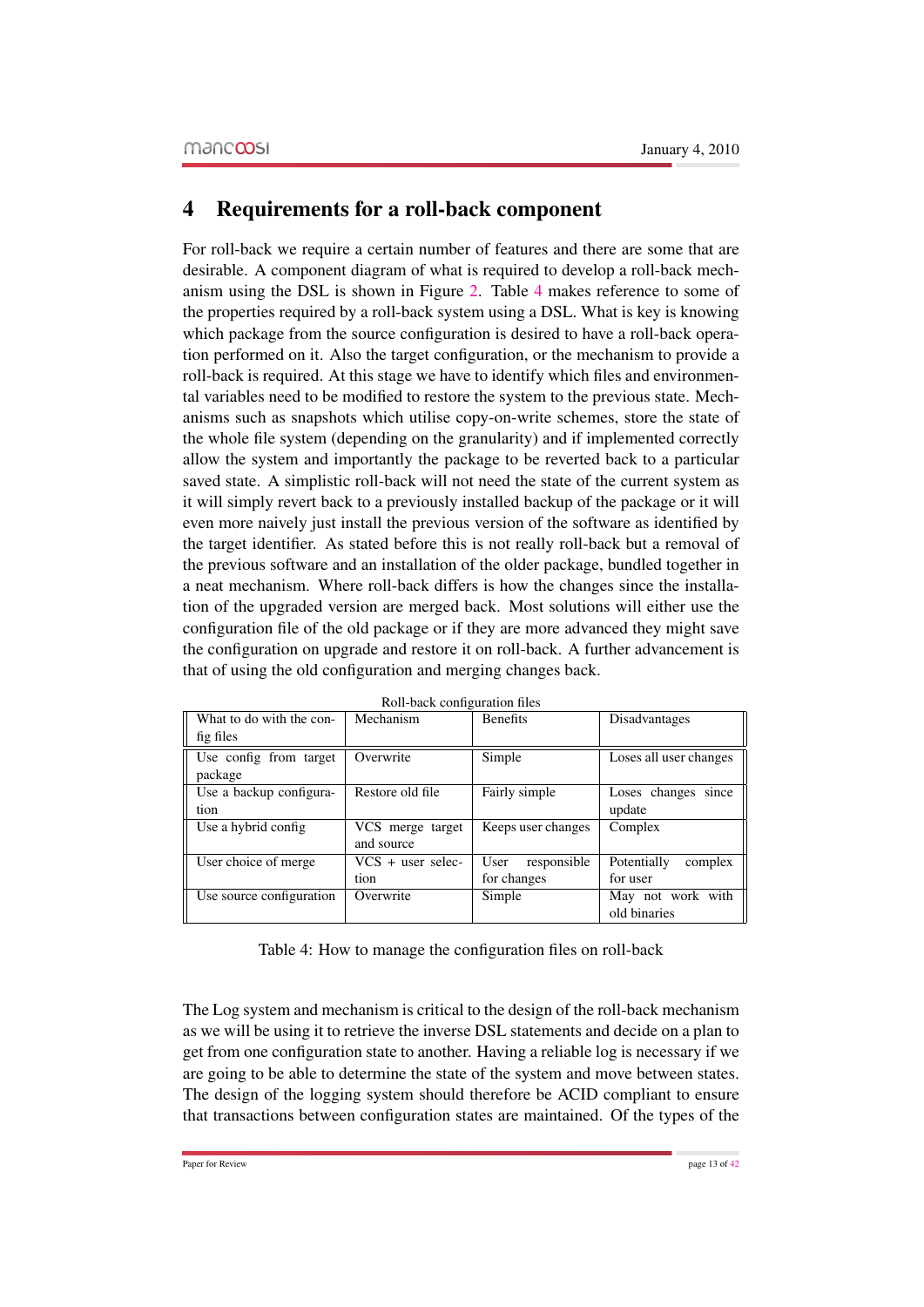# 4 Requirements for a roll-back component

For roll-back we require a certain number of features and there are some that are desirable. A component diagram of what is required to develop a roll-back mechanism using the DSL is shown in Figure 2. Table 4 makes reference to some of the properties required by a roll-back system using a DSL. What is key is knowing which package from the source configuration is desired to have a roll-back operation performed on it. Also the target configuration, or the mechanism to provide a roll-back is required. At this stage we have to identify which files and environmental variables need to be modified to restore the system to the previous state. Mechanisms such as snapshots which utilise copy-on-write schemes, store the state of the whole file system (depending on the granularity) and if implemented correctly allow the system and importantly the package to be reverted back to a particular saved state. A simplistic roll-back will not need the state of the current system as it will simply revert back to a previously installed backup of the package or it will even more naively just install the previous version of the software as identified by the target identifier. As stated before this is not really roll-back but a removal of the previous software and an installation of the older package, bundled together in a neat mechanism. Where roll-back differs is how the changes since the installation of the upgraded version are merged back. Most solutions will either use the configuration file of the old package or if they are more advanced they might save the configuration on upgrade and restore it on roll-back. A further advancement is that of using the old configuration and merging changes back.

Roll-back configuration files

| What to do with the config files | Mechanism | Benefits | Disadvantages |
|---|---|---|---|
| Use config from target package | Overwrite | Simple | Loses all user changes |
| Use a backup configuration | Restore old file | Fairly simple | Loses changes since update |
| Use a hybrid config | VCS merge target and source | Keeps user changes | Complex |
| User choice of merge | VCS + user selection | User responsible for changes | Potentially complex for user |
| Use source configuration | Overwrite | Simple | May not work with old binaries |

Table 4: How to manage the configuration files on roll-back

The Log system and mechanism is critical to the design of the roll-back mechanism as we will be using it to retrieve the inverse DSL statements and decide on a plan to get from one configuration state to another. Having a reliable log is necessary if we are going to be able to determine the state of the system and move between states. The design of the logging system should therefore be ACID compliant to ensure that transactions between configuration states are maintained. Of the types of the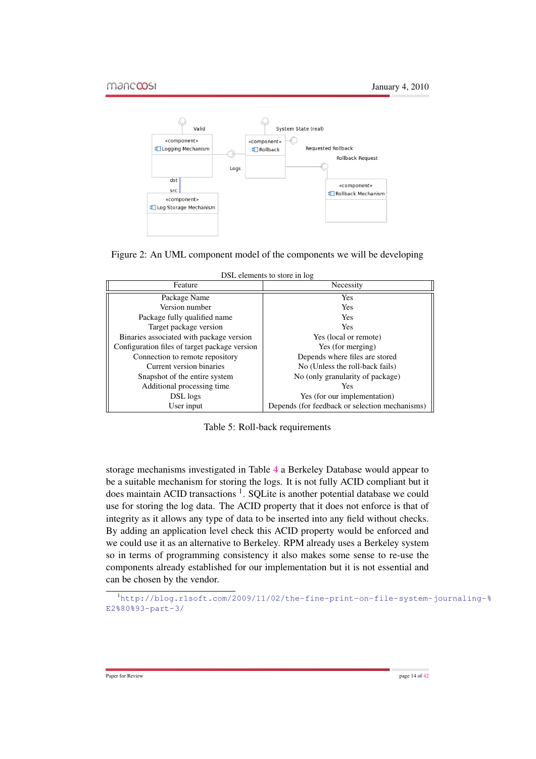Figure 2: An UML component model of the components we will be developing

DSL elements to store in log

| Feature | Necessity |
| --- | --- |
| Package Name | Yes |
| Version number | Yes |
| Package fully qualified name | Yes |
| Target package version | Yes |
| Binaries associated with package version | Yes (local or remote) |
| Configuration files of target package version | Yes (for merging) |
| Connection to remote repository | Depends where files are stored |
| Current version binaries | No (Unless the roll-back fails) |
| Snapshot of the entire system | No (only granularity of package) |
| Additional processing time | Yes |
| DSL logs | Yes (for our implementation) |
| User input | Depends (for feedback or selection mechanisms) |

Table 5: Roll-back requirements

storage mechanisms investigated in Table 4 a Berkeley Database would appear to be a suitable mechanism for storing the logs. It is not fully ACID compliant but it does maintain ACID transactions [1]. SQLite is another potential database we could use for storing the log data. The ACID property that it does not enforce is that of integrity as it allows any type of data to be inserted into any field without checks. By adding an application level check this ACID property would be enforced and we could use it as an alternative to Berkeley. RPM already uses a Berkeley system so in terms of programming consistency it also makes some sense to re-use the components already established for our implementation but it is not essential and can be chosen by the vendor.

[1] http://blog.r1soft.com/2009/11/02/the-fine-print-on-file-system-journaling-%E2%80%93-part-3/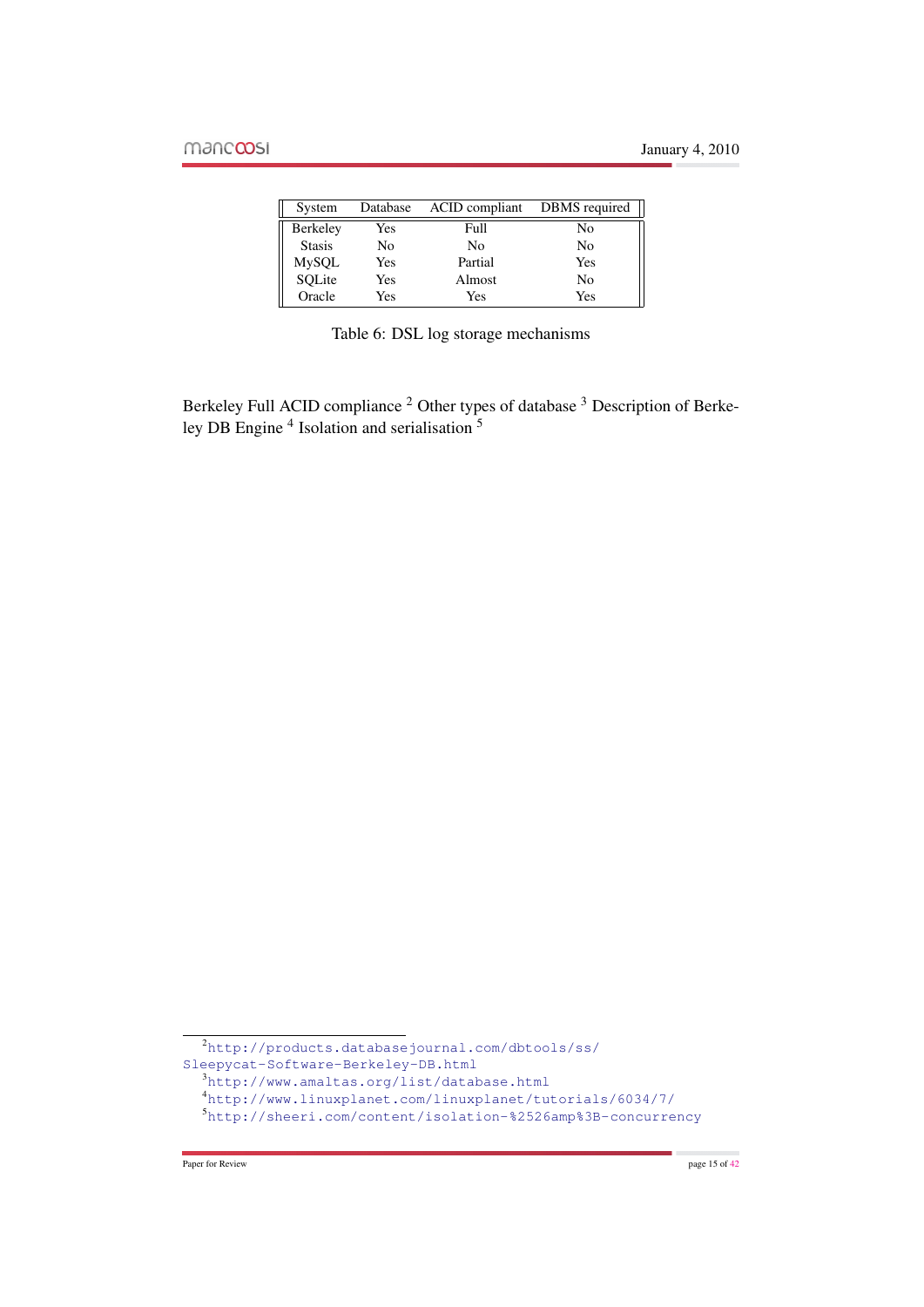| System | Database | ACID compliant | DBMS required |
|---|---|---|---|
| Berkeley | Yes | Full | No |
| Stasis | No | No | No |
| MySQL | Yes | Partial | Yes |
| SQLite | Yes | Almost | No |
| Oracle | Yes | Yes | Yes |

Table 6: DSL log storage mechanisms

Berkeley Full ACID compliance [2] Other types of database [3] Description of Berkeley DB Engine [4] Isolation and serialisation [5]

[2] http://products.databasejournal.com/dbtools/ss/Sleepycat-Software-Berkeley-DB.html

[3] http://www.amaltas.org/list/database.html

[4] http://www.linuxplanet.com/linuxplanet/tutorials/6034/7/

[5] http://sheeri.com/content/isolation-%2526amp%3B-concurrency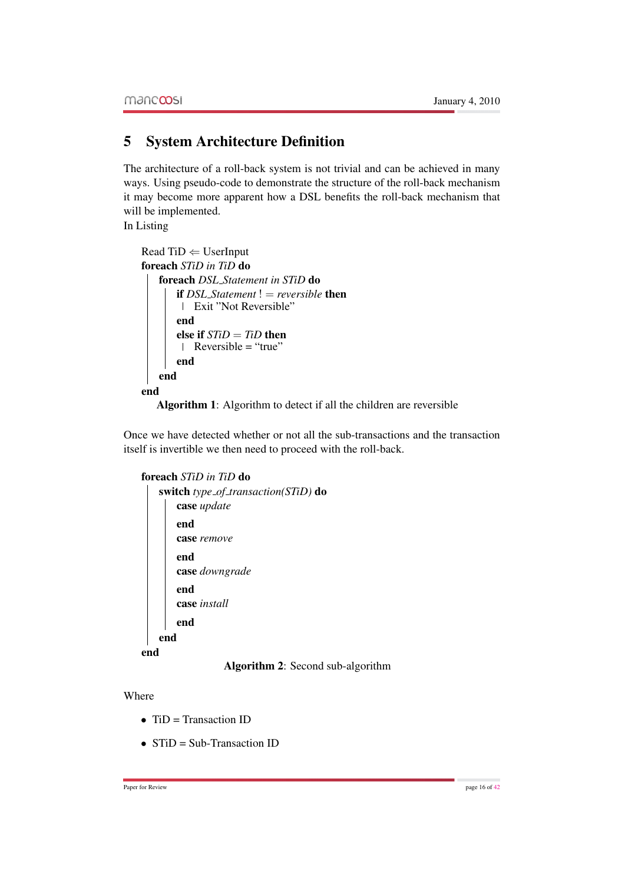# 5 System Architecture Definition

The architecture of a roll-back system is not trivial and can be achieved in many ways. Using pseudo-code to demonstrate the structure of the roll-back mechanism it may become more apparent how a DSL benefits the roll-back mechanism that will be implemented.

In Listing

```
Read TiD ⇐ UserInput
foreach STiD in TiD do
    foreach DSL_Statement in STiD do
        if DSL_Statement ! = reversible then
            Exit "Not Reversible"
        end
        else if STiD = TiD then
            Reversible = "true"
        end
    end
end
```

**Algorithm 1**: Algorithm to detect if all the children are reversible

Once we have detected whether or not all the sub-transactions and the transaction itself is invertible we then need to proceed with the roll-back.

```
foreach STiD in TiD do
    switch type_of_transaction(STiD) do
        case update
        end
        case remove
        end
        case downgrade
        end
        case install
        end
    end
end
```

**Algorithm 2**: Second sub-algorithm

Where

- TiD = Transaction ID
- STiD = Sub-Transaction ID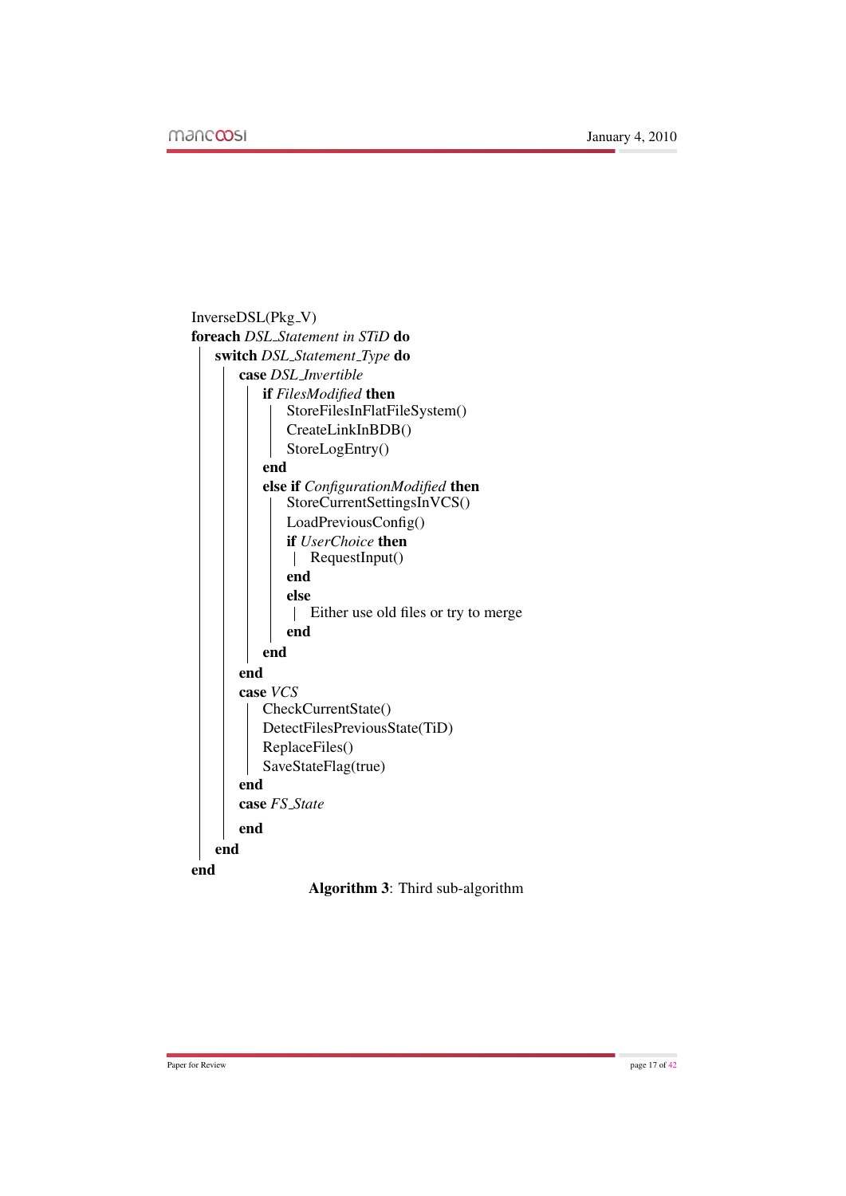```
InverseDSL(Pkg_V)
foreach DSL_Statement in STiD do
    switch DSL_Statement_Type do
        case DSL_Invertible
            if FilesModified then
                StoreFilesInFlatFileSystem()
                CreateLinkInBDB()
                StoreLogEntry()
            end
            else if ConfigurationModified then
                StoreCurrentSettingsInVCS()
                LoadPreviousConfig()
                if UserChoice then
                    RequestInput()
                end
                else
                    Either use old files or try to merge
                end
            end
        end
        case VCS
            CheckCurrentState()
            DetectFilesPreviousState(TiD)
            ReplaceFiles()
            SaveStateFlag(true)
        end
        case FS_State
        end
    end
end
```

**Algorithm 3**: Third sub-algorithm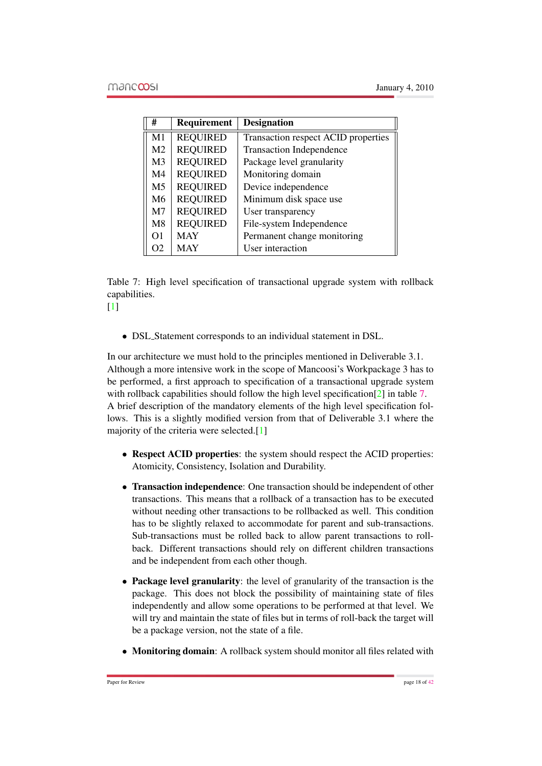| # | Requirement | Designation |
|---|---|---|
| M1 | REQUIRED | Transaction respect ACID properties |
| M2 | REQUIRED | Transaction Independence |
| M3 | REQUIRED | Package level granularity |
| M4 | REQUIRED | Monitoring domain |
| M5 | REQUIRED | Device independence |
| M6 | REQUIRED | Minimum disk space use |
| M7 | REQUIRED | User transparency |
| M8 | REQUIRED | File-system Independence |
| O1 | MAY | Permanent change monitoring |
| O2 | MAY | User interaction |

Table 7: High level specification of transactional upgrade system with rollback capabilities.
[1]

- DSL_Statement corresponds to an individual statement in DSL.

In our architecture we must hold to the principles mentioned in Deliverable 3.1. Although a more intensive work in the scope of Mancoosi's Workpackage 3 has to be performed, a first approach to specification of a transactional upgrade system with rollback capabilities should follow the high level specification[2] in table 7. A brief description of the mandatory elements of the high level specification follows. This is a slightly modified version from that of Deliverable 3.1 where the majority of the criteria were selected.[1]

- **Respect ACID properties**: the system should respect the ACID properties: Atomicity, Consistency, Isolation and Durability.
- **Transaction independence**: One transaction should be independent of other transactions. This means that a rollback of a transaction has to be executed without needing other transactions to be rollbacked as well. This condition has to be slightly relaxed to accommodate for parent and sub-transactions. Sub-transactions must be rolled back to allow parent transactions to rollback. Different transactions should rely on different children transactions and be independent from each other though.
- **Package level granularity**: the level of granularity of the transaction is the package. This does not block the possibility of maintaining state of files independently and allow some operations to be performed at that level. We will try and maintain the state of files but in terms of roll-back the target will be a package version, not the state of a file.
- **Monitoring domain**: A rollback system should monitor all files related with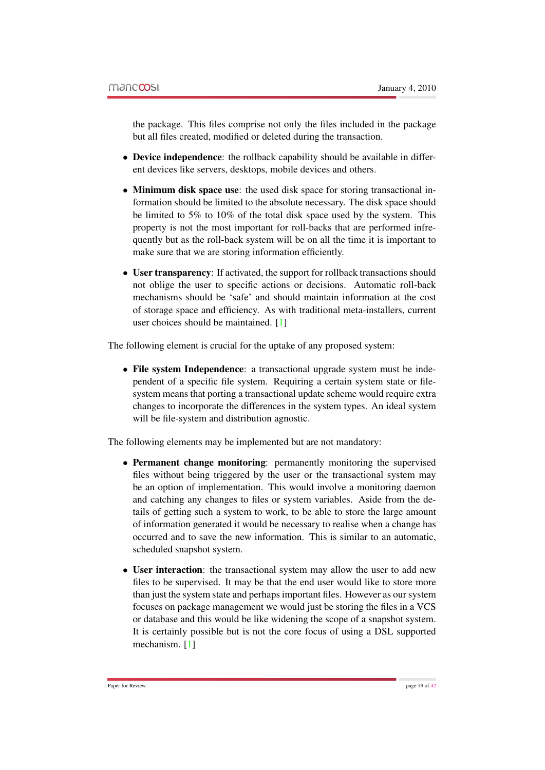the package. This files comprise not only the files included in the package but all files created, modified or deleted during the transaction.

- **Device independence**: the rollback capability should be available in different devices like servers, desktops, mobile devices and others.
- **Minimum disk space use**: the used disk space for storing transactional information should be limited to the absolute necessary. The disk space should be limited to 5% to 10% of the total disk space used by the system. This property is not the most important for roll-backs that are performed infrequently but as the roll-back system will be on all the time it is important to make sure that we are storing information efficiently.
- **User transparency**: If activated, the support for rollback transactions should not oblige the user to specific actions or decisions. Automatic roll-back mechanisms should be 'safe' and should maintain information at the cost of storage space and efficiency. As with traditional meta-installers, current user choices should be maintained. [1]

The following element is crucial for the uptake of any proposed system:

- **File system Independence**: a transactional upgrade system must be independent of a specific file system. Requiring a certain system state or file-system means that porting a transactional update scheme would require extra changes to incorporate the differences in the system types. An ideal system will be file-system and distribution agnostic.

The following elements may be implemented but are not mandatory:

- **Permanent change monitoring**: permanently monitoring the supervised files without being triggered by the user or the transactional system may be an option of implementation. This would involve a monitoring daemon and catching any changes to files or system variables. Aside from the details of getting such a system to work, to be able to store the large amount of information generated it would be necessary to realise when a change has occurred and to save the new information. This is similar to an automatic, scheduled snapshot system.
- **User interaction**: the transactional system may allow the user to add new files to be supervised. It may be that the end user would like to store more than just the system state and perhaps important files. However as our system focuses on package management we would just be storing the files in a VCS or database and this would be like widening the scope of a snapshot system. It is certainly possible but is not the core focus of using a DSL supported mechanism. [1]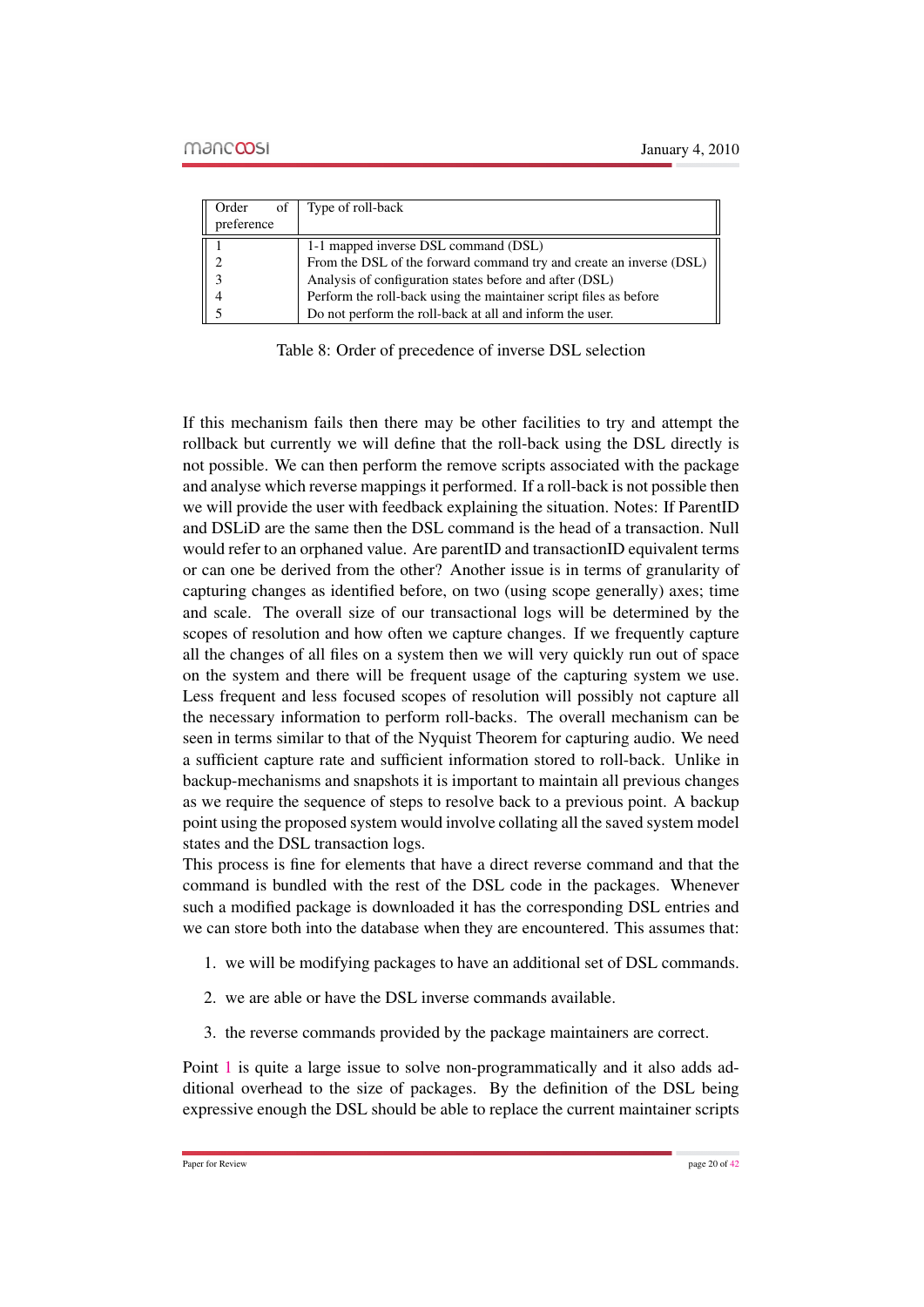| Order of preference | Type of roll-back |
|---|---|
| 1 | 1-1 mapped inverse DSL command (DSL) |
| 2 | From the DSL of the forward command try and create an inverse (DSL) |
| 3 | Analysis of configuration states before and after (DSL) |
| 4 | Perform the roll-back using the maintainer script files as before |
| 5 | Do not perform the roll-back at all and inform the user. |

Table 8: Order of precedence of inverse DSL selection

If this mechanism fails then there may be other facilities to try and attempt the rollback but currently we will define that the roll-back using the DSL directly is not possible. We can then perform the remove scripts associated with the package and analyse which reverse mappings it performed. If a roll-back is not possible then we will provide the user with feedback explaining the situation. Notes: If ParentID and DSLiD are the same then the DSL command is the head of a transaction. Null would refer to an orphaned value. Are parentID and transactionID equivalent terms or can one be derived from the other? Another issue is in terms of granularity of capturing changes as identified before, on two (using scope generally) axes; time and scale. The overall size of our transactional logs will be determined by the scopes of resolution and how often we capture changes. If we frequently capture all the changes of all files on a system then we will very quickly run out of space on the system and there will be frequent usage of the capturing system we use. Less frequent and less focused scopes of resolution will possibly not capture all the necessary information to perform roll-backs. The overall mechanism can be seen in terms similar to that of the Nyquist Theorem for capturing audio. We need a sufficient capture rate and sufficient information stored to roll-back. Unlike in backup-mechanisms and snapshots it is important to maintain all previous changes as we require the sequence of steps to resolve back to a previous point. A backup point using the proposed system would involve collating all the saved system model states and the DSL transaction logs.

This process is fine for elements that have a direct reverse command and that the command is bundled with the rest of the DSL code in the packages. Whenever such a modified package is downloaded it has the corresponding DSL entries and we can store both into the database when they are encountered. This assumes that:

1. we will be modifying packages to have an additional set of DSL commands.
2. we are able or have the DSL inverse commands available.
3. the reverse commands provided by the package maintainers are correct.

Point 1 is quite a large issue to solve non-programmatically and it also adds additional overhead to the size of packages. By the definition of the DSL being expressive enough the DSL should be able to replace the current maintainer scripts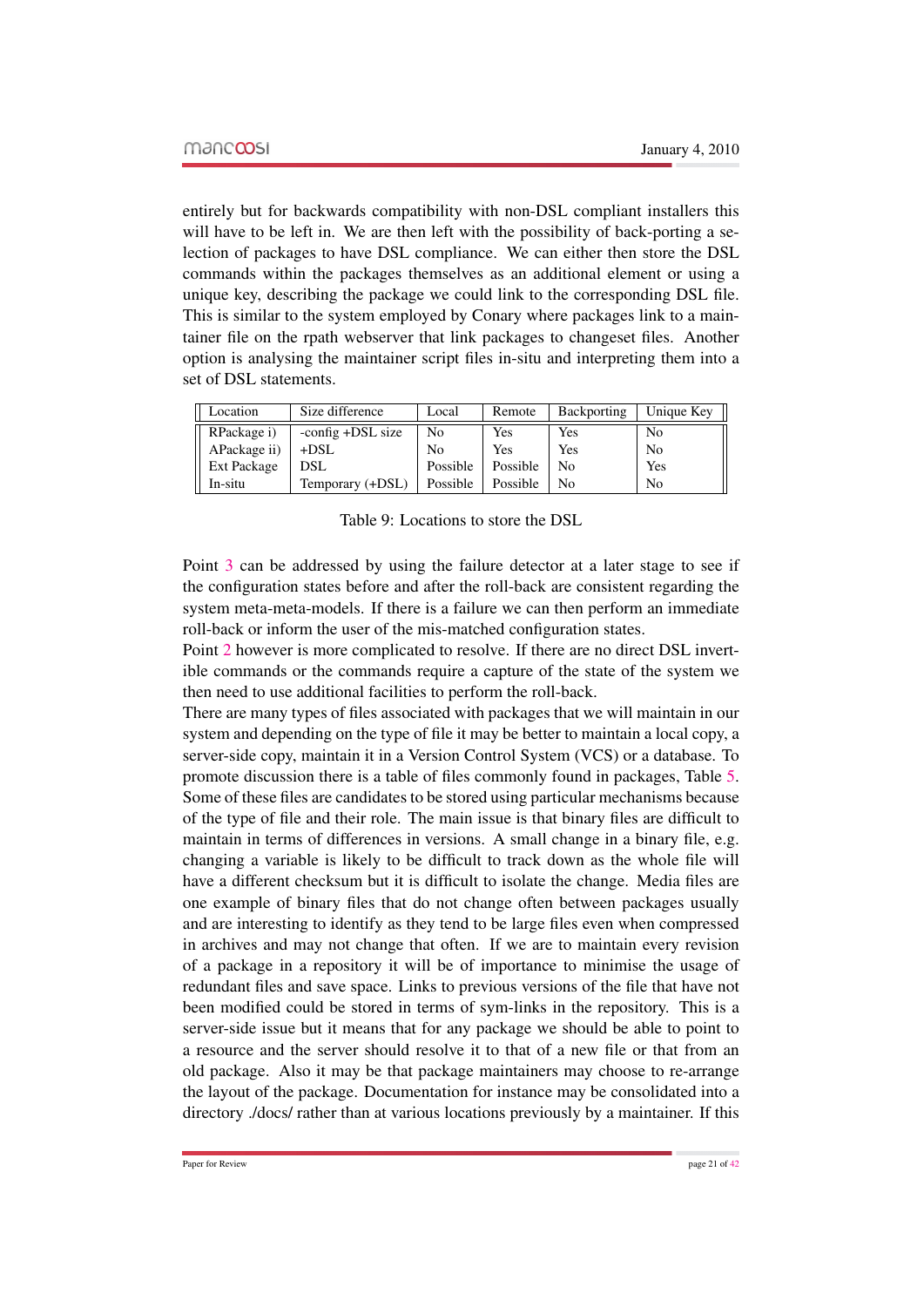entirely but for backwards compatibility with non-DSL compliant installers this will have to be left in. We are then left with the possibility of back-porting a selection of packages to have DSL compliance. We can either then store the DSL commands within the packages themselves as an additional element or using a unique key, describing the package we could link to the corresponding DSL file. This is similar to the system employed by Conary where packages link to a maintainer file on the rpath webserver that link packages to changeset files. Another option is analysing the maintainer script files in-situ and interpreting them into a set of DSL statements.

| Location | Size difference | Local | Remote | Backporting | Unique Key |
|---|---|---|---|---|---|
| RPackage i) | -config +DSL size | No | Yes | Yes | No |
| APackage ii) | +DSL | No | Yes | Yes | No |
| Ext Package | DSL | Possible | Possible | No | Yes |
| In-situ | Temporary (+DSL) | Possible | Possible | No | No |

Table 9: Locations to store the DSL

Point 3 can be addressed by using the failure detector at a later stage to see if the configuration states before and after the roll-back are consistent regarding the system meta-meta-models. If there is a failure we can then perform an immediate roll-back or inform the user of the mis-matched configuration states.

Point 2 however is more complicated to resolve. If there are no direct DSL invertible commands or the commands require a capture of the state of the system we then need to use additional facilities to perform the roll-back.

There are many types of files associated with packages that we will maintain in our system and depending on the type of file it may be better to maintain a local copy, a server-side copy, maintain it in a Version Control System (VCS) or a database. To promote discussion there is a table of files commonly found in packages, Table 5. Some of these files are candidates to be stored using particular mechanisms because of the type of file and their role. The main issue is that binary files are difficult to maintain in terms of differences in versions. A small change in a binary file, e.g. changing a variable is likely to be difficult to track down as the whole file will have a different checksum but it is difficult to isolate the change. Media files are one example of binary files that do not change often between packages usually and are interesting to identify as they tend to be large files even when compressed in archives and may not change that often. If we are to maintain every revision of a package in a repository it will be of importance to minimise the usage of redundant files and save space. Links to previous versions of the file that have not been modified could be stored in terms of sym-links in the repository. This is a server-side issue but it means that for any package we should be able to point to a resource and the server should resolve it to that of a new file or that from an old package. Also it may be that package maintainers may choose to re-arrange the layout of the package. Documentation for instance may be consolidated into a directory ./docs/ rather than at various locations previously by a maintainer. If this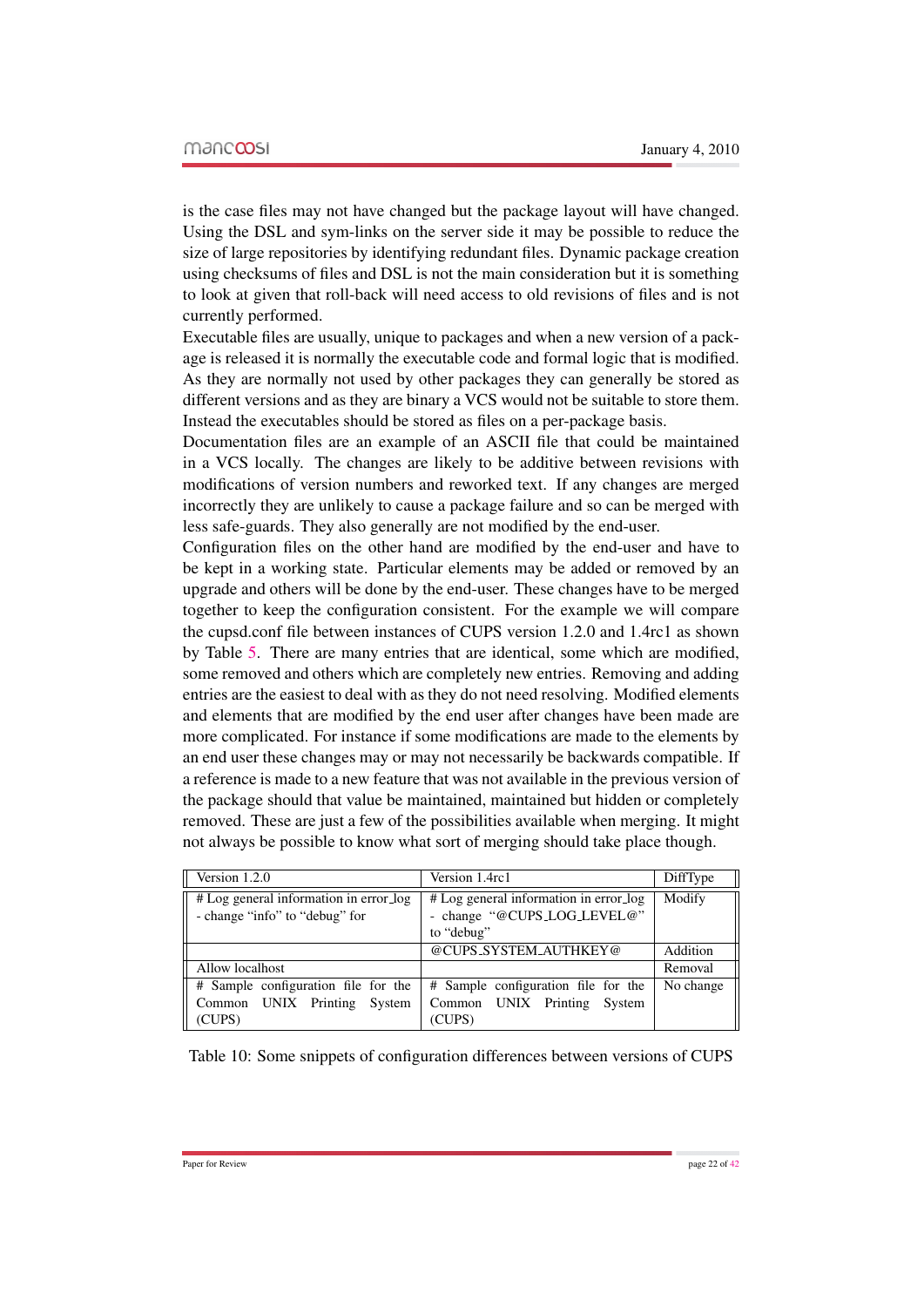is the case files may not have changed but the package layout will have changed. Using the DSL and sym-links on the server side it may be possible to reduce the size of large repositories by identifying redundant files. Dynamic package creation using checksums of files and DSL is not the main consideration but it is something to look at given that roll-back will need access to old revisions of files and is not currently performed.

Executable files are usually, unique to packages and when a new version of a package is released it is normally the executable code and formal logic that is modified. As they are normally not used by other packages they can generally be stored as different versions and as they are binary a VCS would not be suitable to store them. Instead the executables should be stored as files on a per-package basis.

Documentation files are an example of an ASCII file that could be maintained in a VCS locally. The changes are likely to be additive between revisions with modifications of version numbers and reworked text. If any changes are merged incorrectly they are unlikely to cause a package failure and so can be merged with less safe-guards. They also generally are not modified by the end-user.

Configuration files on the other hand are modified by the end-user and have to be kept in a working state. Particular elements may be added or removed by an upgrade and others will be done by the end-user. These changes have to be merged together to keep the configuration consistent. For the example we will compare the cupsd.conf file between instances of CUPS version 1.2.0 and 1.4rc1 as shown by Table 5. There are many entries that are identical, some which are modified, some removed and others which are completely new entries. Removing and adding entries are the easiest to deal with as they do not need resolving. Modified elements and elements that are modified by the end user after changes have been made are more complicated. For instance if some modifications are made to the elements by an end user these changes may or may not necessarily be backwards compatible. If a reference is made to a new feature that was not available in the previous version of the package should that value be maintained, maintained but hidden or completely removed. These are just a few of the possibilities available when merging. It might not always be possible to know what sort of merging should take place though.

| Version 1.2.0 | Version 1.4rc1 | DiffType |
|---|---|---|
| # Log general information in error_log - change “info” to “debug” for | # Log general information in error_log - change “@CUPS_LOG_LEVEL@” to “debug” | Modify |
| | @CUPS_SYSTEM_AUTHKEY@ | Addition |
| Allow localhost | | Removal |
| # Sample configuration file for the Common UNIX Printing System (CUPS) | # Sample configuration file for the Common UNIX Printing System (CUPS) | No change |

Table 10: Some snippets of configuration differences between versions of CUPS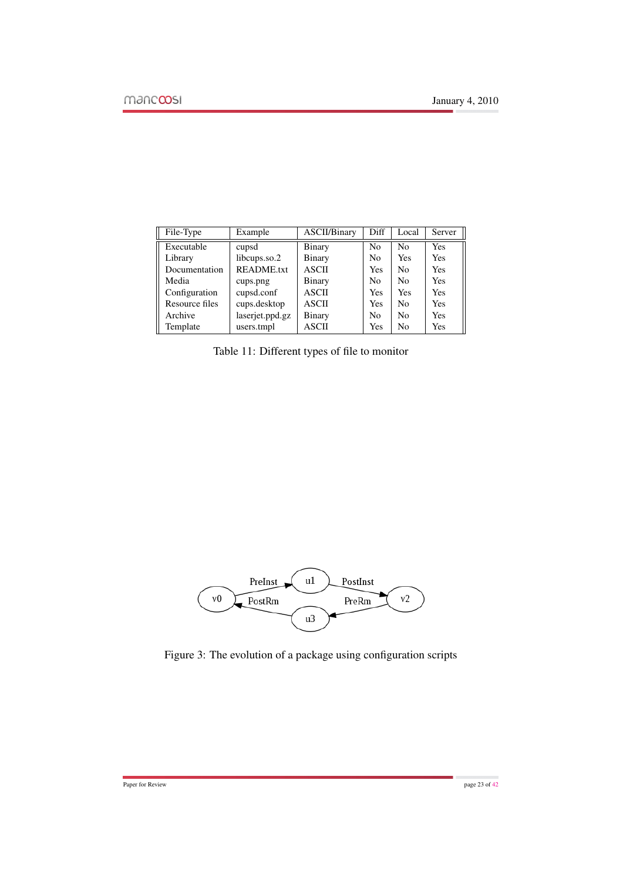| File-Type | Example | ASCII/Binary | Diff | Local | Server |
|---|---|---|---|---|---|
| Executable | cupsd | Binary | No | No | Yes |
| Library | libcups.so.2 | Binary | No | Yes | Yes |
| Documentation | README.txt | ASCII | Yes | No | Yes |
| Media | cups.png | Binary | No | No | Yes |
| Configuration | cupsd.conf | ASCII | Yes | Yes | Yes |
| Resource files | cups.desktop | ASCII | Yes | No | Yes |
| Archive | laserjet.ppd.gz | Binary | No | No | Yes |
| Template | users.tmpl | ASCII | Yes | No | Yes |

Table 11: Different types of file to monitor

Figure 3: The evolution of a package using configuration scripts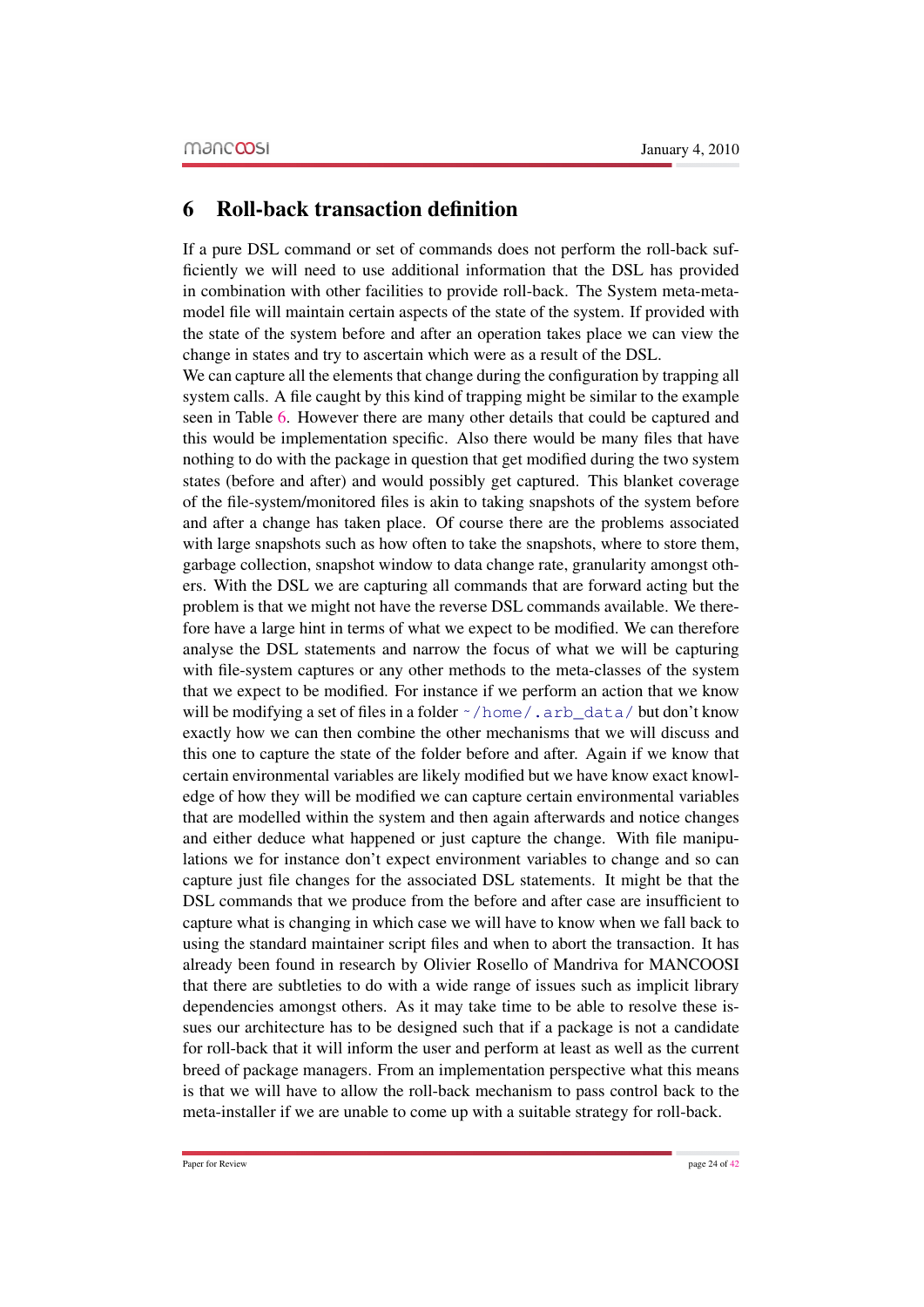# 6 Roll-back transaction definition

If a pure DSL command or set of commands does not perform the roll-back sufficiently we will need to use additional information that the DSL has provided in combination with other facilities to provide roll-back. The System meta-meta-model file will maintain certain aspects of the state of the system. If provided with the state of the system before and after an operation takes place we can view the change in states and try to ascertain which were as a result of the DSL.

We can capture all the elements that change during the configuration by trapping all system calls. A file caught by this kind of trapping might be similar to the example seen in Table 6. However there are many other details that could be captured and this would be implementation specific. Also there would be many files that have nothing to do with the package in question that get modified during the two system states (before and after) and would possibly get captured. This blanket coverage of the file-system/monitored files is akin to taking snapshots of the system before and after a change has taken place. Of course there are the problems associated with large snapshots such as how often to take the snapshots, where to store them, garbage collection, snapshot window to data change rate, granularity amongst others. With the DSL we are capturing all commands that are forward acting but the problem is that we might not have the reverse DSL commands available. We therefore have a large hint in terms of what we expect to be modified. We can therefore analyse the DSL statements and narrow the focus of what we will be capturing with file-system captures or any other methods to the meta-classes of the system that we expect to be modified. For instance if we perform an action that we know will be modifying a set of files in a folder `~/home/.arb_data/` but don't know exactly how we can then combine the other mechanisms that we will discuss and this one to capture the state of the folder before and after. Again if we know that certain environmental variables are likely modified but we have know exact knowledge of how they will be modified we can capture certain environmental variables that are modelled within the system and then again afterwards and notice changes and either deduce what happened or just capture the change. With file manipulations we for instance don't expect environment variables to change and so can capture just file changes for the associated DSL statements. It might be that the DSL commands that we produce from the before and after case are insufficient to capture what is changing in which case we will have to know when we fall back to using the standard maintainer script files and when to abort the transaction. It has already been found in research by Olivier Rosello of Mandriva for MANCOOSI that there are subtleties to do with a wide range of issues such as implicit library dependencies amongst others. As it may take time to be able to resolve these issues our architecture has to be designed such that if a package is not a candidate for roll-back that it will inform the user and perform at least as well as the current breed of package managers. From an implementation perspective what this means is that we will have to allow the roll-back mechanism to pass control back to the meta-installer if we are unable to come up with a suitable strategy for roll-back.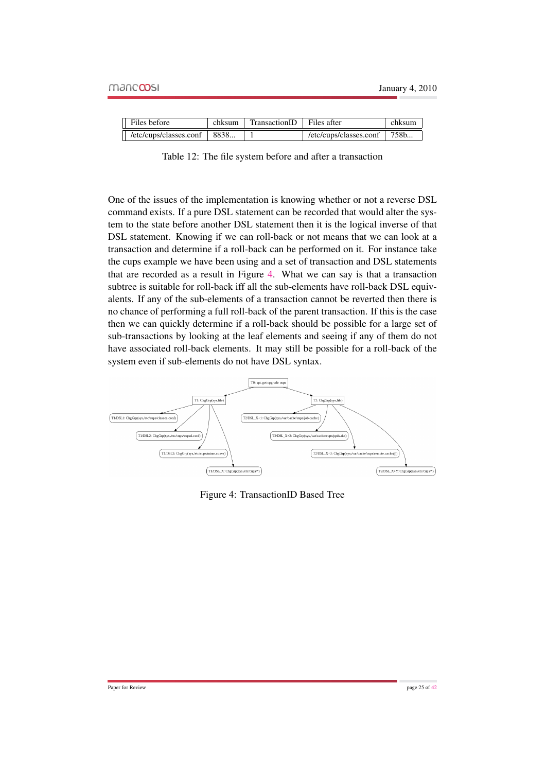| Files before | chksum | TransactionID | Files after | chksum |
|---|---|---|---|---|
| /etc/cups/classes.conf | 8838... | 1 | /etc/cups/classes.conf | 758b... |

Table 12: The file system before and after a transaction

One of the issues of the implementation is knowing whether or not a reverse DSL command exists. If a pure DSL statement can be recorded that would alter the system to the state before another DSL statement then it is the logical inverse of that DSL statement. Knowing if we can roll-back or not means that we can look at a transaction and determine if a roll-back can be performed on it. For instance take the cups example we have been using and a set of transaction and DSL statements that are recorded as a result in Figure 4. What we can say is that a transaction subtree is suitable for roll-back iff all the sub-elements have roll-back DSL equivalents. If any of the sub-elements of a transaction cannot be reverted then there is no chance of performing a full roll-back of the parent transaction. If this is the case then we can quickly determine if a roll-back should be possible for a large set of sub-transactions by looking at the leaf elements and seeing if any of them do not have associated roll-back elements. It may still be possible for a roll-back of the system even if sub-elements do not have DSL syntax.

Figure 4: TransactionID Based Tree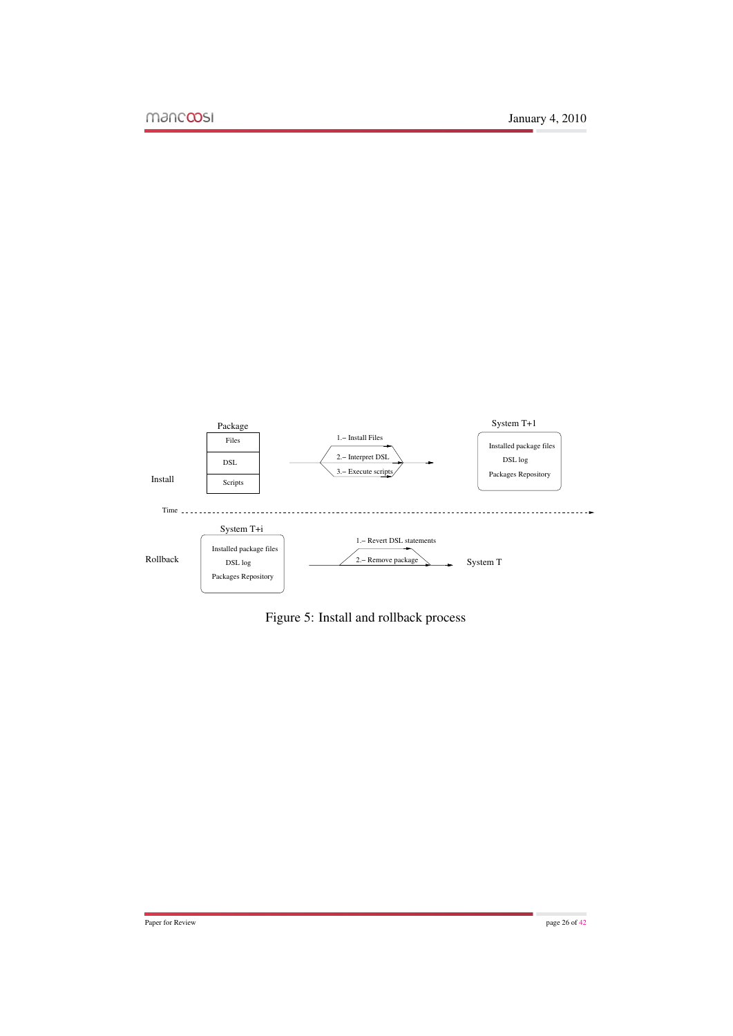Package

| Files |
|---|
| DSL |
| Scripts |

Install

1.– Install Files
2.– Interpret DSL
3.– Execute scripts

System T+1

Installed package files
DSL log
Packages Repository

Time

System T+i

Installed package files
DSL log
Packages Repository

Rollback

1.– Revert DSL statements
2.– Remove package

System T

Figure 5: Install and rollback process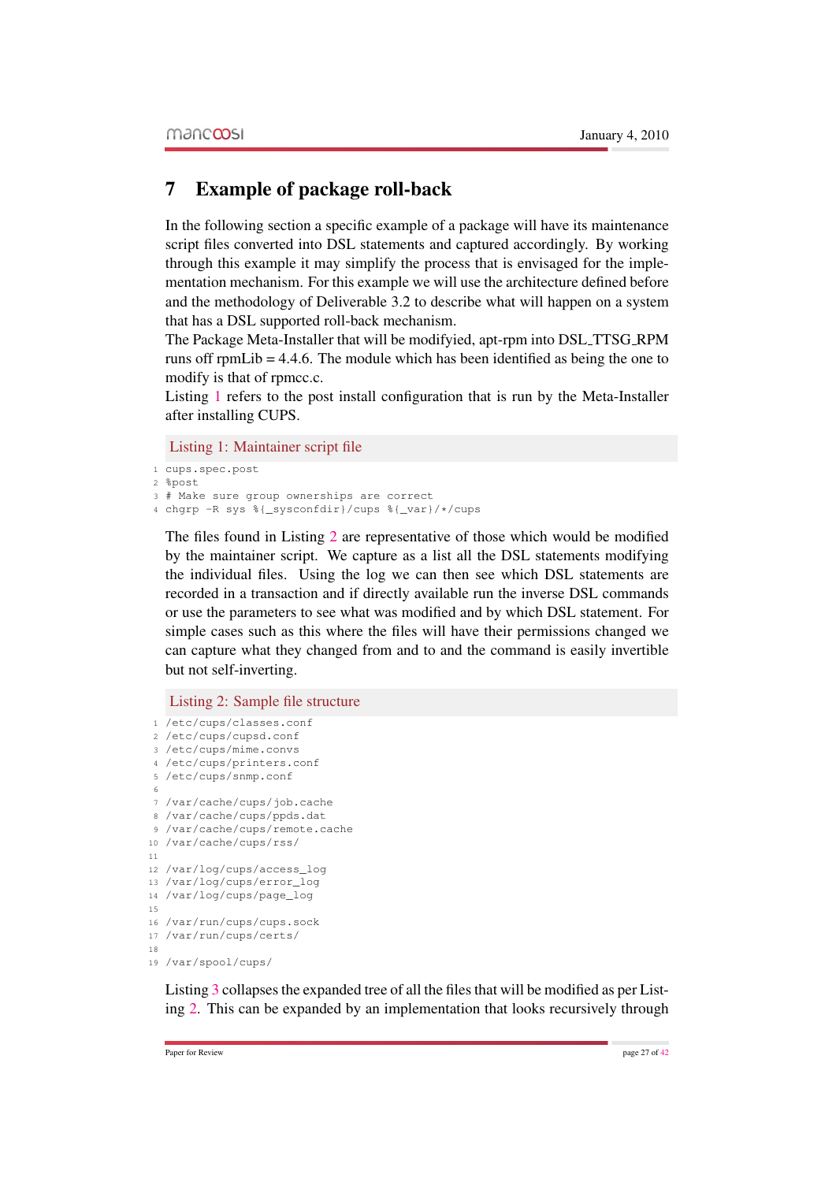# 7 Example of package roll-back

In the following section a specific example of a package will have its maintenance script files converted into DSL statements and captured accordingly. By working through this example it may simplify the process that is envisaged for the implementation mechanism. For this example we will use the architecture defined before and the methodology of Deliverable 3.2 to describe what will happen on a system that has a DSL supported roll-back mechanism.

The Package Meta-Installer that will be modifyied, apt-rpm into DSL_TTSG_RPM runs off rpmLib = 4.4.6. The module which has been identified as being the one to modify is that of rpmcc.c.

Listing 1 refers to the post install configuration that is run by the Meta-Installer after installing CUPS.

Listing 1: Maintainer script file

```
cups.spec.post
%post
# Make sure group ownerships are correct
chgrp -R sys %{_sysconfdir}/cups %{_var}/*/cups
```

The files found in Listing 2 are representative of those which would be modified by the maintainer script. We capture as a list all the DSL statements modifying the individual files. Using the log we can then see which DSL statements are recorded in a transaction and if directly available run the inverse DSL commands or use the parameters to see what was modified and by which DSL statement. For simple cases such as this where the files will have their permissions changed we can capture what they changed from and to and the command is easily invertible but not self-inverting.

Listing 2: Sample file structure

```
/etc/cups/classes.conf
/etc/cups/cupsd.conf
/etc/cups/mime.convs
/etc/cups/printers.conf
/etc/cups/snmp.conf

/var/cache/cups/job.cache
/var/cache/cups/ppds.dat
/var/cache/cups/remote.cache
/var/cache/cups/rss/

/var/log/cups/access_log
/var/log/cups/error_log
/var/log/cups/page_log

/var/run/cups/cups.sock
/var/run/cups/certs/

/var/spool/cups/
```

Listing 3 collapses the expanded tree of all the files that will be modified as per Listing 2. This can be expanded by an implementation that looks recursively through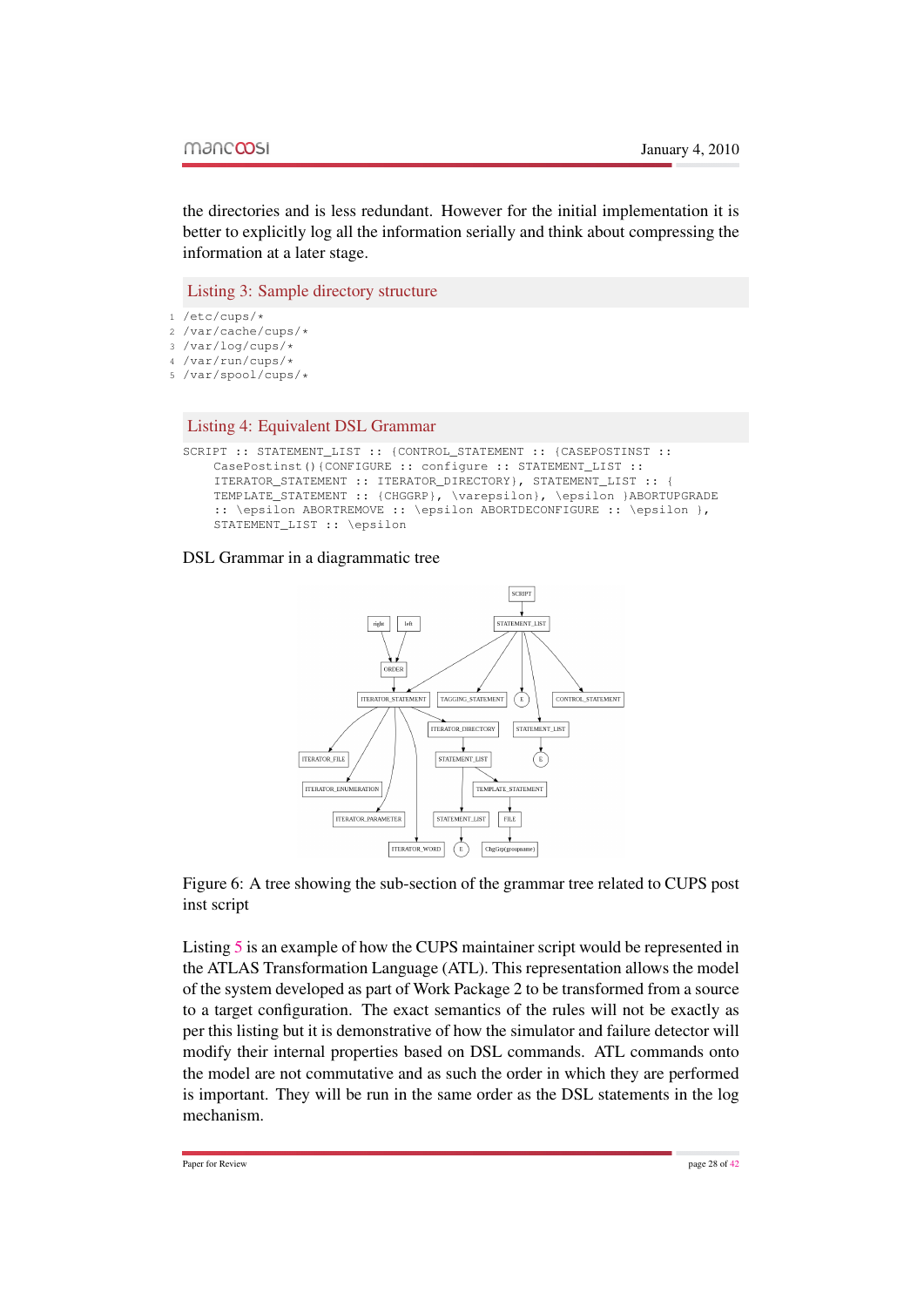the directories and is less redundant. However for the initial implementation it is better to explicitly log all the information serially and think about compressing the information at a later stage.

Listing 3: Sample directory structure

```
/etc/cups/*
/var/cache/cups/*
/var/log/cups/*
/var/run/cups/*
/var/spool/cups/*
```

Listing 4: Equivalent DSL Grammar

```
SCRIPT :: STATEMENT_LIST :: {CONTROL_STATEMENT :: {CASEPOSTINST ::
    CasePostinst(){CONFIGURE :: configure :: STATEMENT_LIST ::
    ITERATOR_STATEMENT :: ITERATOR_DIRECTORY}, STATEMENT_LIST :: {
    TEMPLATE_STATEMENT :: {CHGGRP}, \varepsilon}, \epsilon }ABORTUPGRADE
    :: \epsilon ABORTREMOVE :: \epsilon ABORTDECONFIGURE :: \epsilon },
    STATEMENT_LIST :: \epsilon
```

DSL Grammar in a diagrammatic tree

Figure 6: A tree showing the sub-section of the grammar tree related to CUPS post inst script

Listing 5 is an example of how the CUPS maintainer script would be represented in the ATLAS Transformation Language (ATL). This representation allows the model of the system developed as part of Work Package 2 to be transformed from a source to a target configuration. The exact semantics of the rules will not be exactly as per this listing but it is demonstrative of how the simulator and failure detector will modify their internal properties based on DSL commands. ATL commands onto the model are not commutative and as such the order in which they are performed is important. They will be run in the same order as the DSL statements in the log mechanism.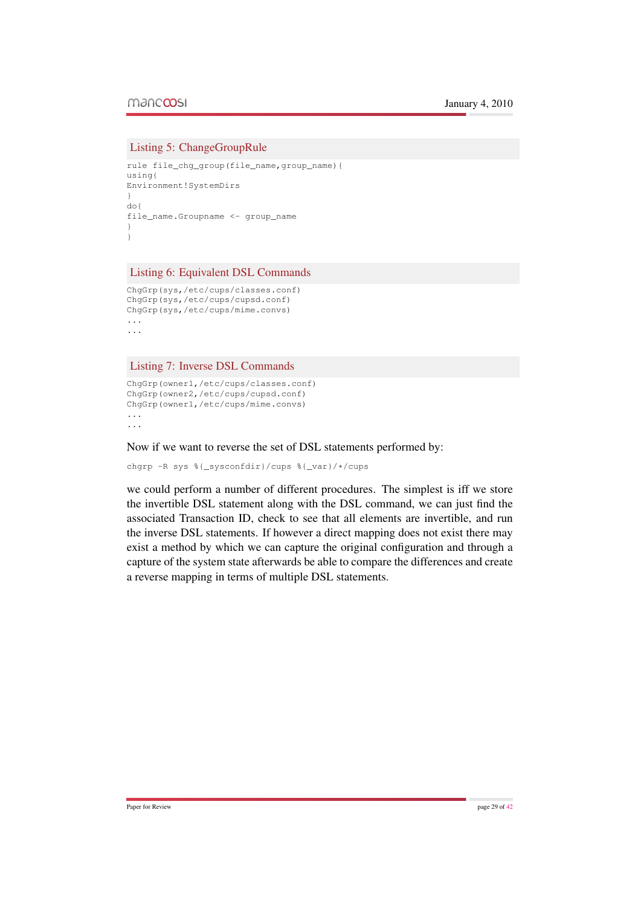Listing 5: ChangeGroupRule

```
rule file_chg_group(file_name,group_name){
using{
Environment!SystemDirs
}
do{
file_name.Groupname <- group_name
}
}
```

Listing 6: Equivalent DSL Commands

```
ChgGrp(sys,/etc/cups/classes.conf)
ChgGrp(sys,/etc/cups/cupsd.conf)
ChgGrp(sys,/etc/cups/mime.convs)
...
...
```

Listing 7: Inverse DSL Commands

```
ChgGrp(owner1,/etc/cups/classes.conf)
ChgGrp(owner2,/etc/cups/cupsd.conf)
ChgGrp(owner1,/etc/cups/mime.convs)
...
...
```

Now if we want to reverse the set of DSL statements performed by:

```
chgrp -R sys %{_sysconfdir}/cups %{_var}/*/cups
```

we could perform a number of different procedures. The simplest is iff we store the invertible DSL statement along with the DSL command, we can just find the associated Transaction ID, check to see that all elements are invertible, and run the inverse DSL statements. If however a direct mapping does not exist there may exist a method by which we can capture the original configuration and through a capture of the system state afterwards be able to compare the differences and create a reverse mapping in terms of multiple DSL statements.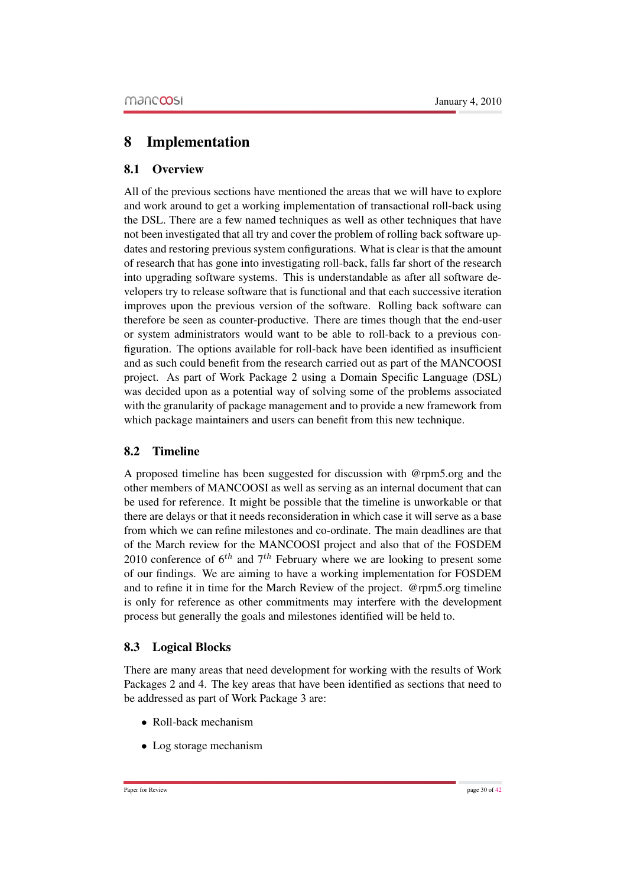# 8 Implementation

## 8.1 Overview

All of the previous sections have mentioned the areas that we will have to explore and work around to get a working implementation of transactional roll-back using the DSL. There are a few named techniques as well as other techniques that have not been investigated that all try and cover the problem of rolling back software updates and restoring previous system configurations. What is clear is that the amount of research that has gone into investigating roll-back, falls far short of the research into upgrading software systems. This is understandable as after all software developers try to release software that is functional and that each successive iteration improves upon the previous version of the software. Rolling back software can therefore be seen as counter-productive. There are times though that the end-user or system administrators would want to be able to roll-back to a previous configuration. The options available for roll-back have been identified as insufficient and as such could benefit from the research carried out as part of the MANCOOSI project. As part of Work Package 2 using a Domain Specific Language (DSL) was decided upon as a potential way of solving some of the problems associated with the granularity of package management and to provide a new framework from which package maintainers and users can benefit from this new technique.

## 8.2 Timeline

A proposed timeline has been suggested for discussion with @rpm5.org and the other members of MANCOOSI as well as serving as an internal document that can be used for reference. It might be possible that the timeline is unworkable or that there are delays or that it needs reconsideration in which case it will serve as a base from which we can refine milestones and co-ordinate. The main deadlines are that of the March review for the MANCOOSI project and also that of the FOSDEM 2010 conference of $6^{th}$ and $7^{th}$ February where we are looking to present some of our findings. We are aiming to have a working implementation for FOSDEM and to refine it in time for the March Review of the project. @rpm5.org timeline is only for reference as other commitments may interfere with the development process but generally the goals and milestones identified will be held to.

## 8.3 Logical Blocks

There are many areas that need development for working with the results of Work Packages 2 and 4. The key areas that have been identified as sections that need to be addressed as part of Work Package 3 are:

- Roll-back mechanism
- Log storage mechanism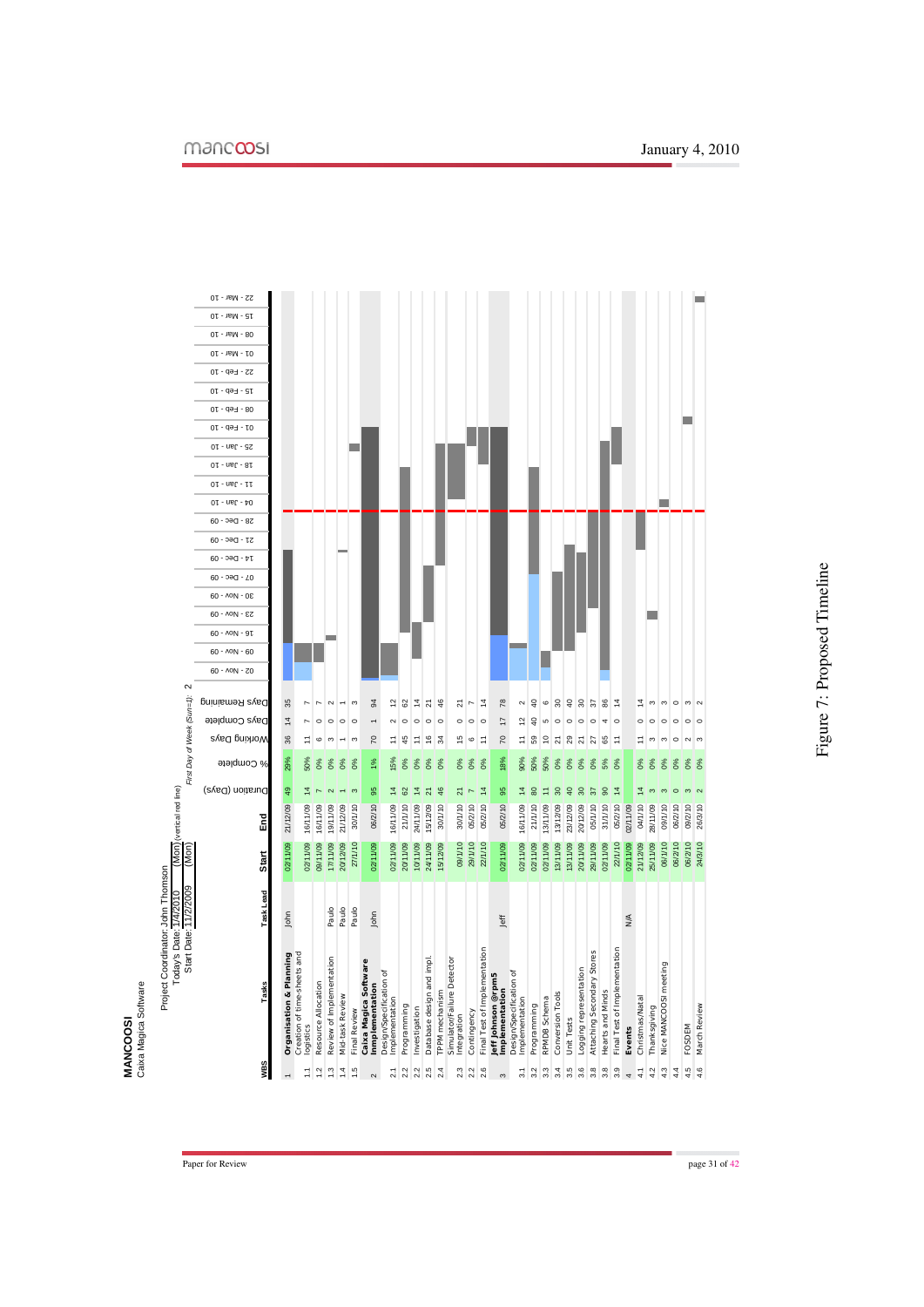**MANCOOSI**
Caixa Magica Software

Project Coordinator: John Thomson
Today's Date: 1/4/2010 (Mon) (vertical red line)
Start Date: 11/2/2009 (Mon)

*First Day of Week (Sun=1):* 2

| WBS | Tasks | Task Lead | Start | End | Duration (Days) | % Complete | Working Days | Days Complete | Days Remaining |
|---|---|---|---|---|---|---|---|---|---|
| 1 | **Organisation & Planning** | John | 02/11/09 | 21/12/09 | 49 | 29% | 36 | 14 | 35 |
| 1.1 | Creation of time-sheets and logistics | | 02/11/09 | 16/11/09 | 14 | 50% | 11 | 7 | 7 |
| 1.2 | Resource Allocation | | 09/11/09 | 16/11/09 | 7 | 0% | 6 | 0 | 7 |
| 1.3 | Review of Implementation | Paulo | 17/11/09 | 19/11/09 | 2 | 0% | 3 | 0 | 2 |
| 1.4 | Mid-task Review | Paulo | 20/12/09 | 21/12/09 | 1 | 0% | 1 | 0 | 1 |
| 1.5 | Final Review | Paulo | 27/1/10 | 30/1/10 | 3 | 0% | 3 | 0 | 3 |
| 2 | **Caixa Magica Software Inmplementation** | John | 02/11/09 | 06/2/10 | 95 | 1% | 70 | 1 | 94 |
| 2.1 | Design/Specification of Implementation | | 02/11/09 | 16/11/09 | 14 | 15% | 11 | 2 | 12 |
| 2.2 | Programming | | 20/11/09 | 21/1/10 | 62 | 0% | 45 | 0 | 62 |
| 2.2 | Investigation | | 10/11/09 | 24/11/09 | 14 | 0% | 11 | 0 | 14 |
| 2.5 | Database design and impl. | | 24/11/09 | 15/12/09 | 21 | 0% | 16 | 0 | 21 |
| 2.4 | TPPM mechanism | | 15/12/09 | 30/1/10 | 46 | 0% | 34 | 0 | 46 |
| | Simulator/Failure Detector | | | | | | | | |
| 2.3 | Integration | | 09/1/10 | 30/1/10 | 21 | 0% | 15 | 0 | 21 |
| 2.2 | Contingency | | 29/1/10 | 05/2/10 | 7 | 0% | 6 | 0 | 7 |
| 2.6 | Final Test of Implementation | | 22/1/10 | 05/2/10 | 14 | 0% | 11 | 0 | 14 |
| 3 | **Jeff Johnson @rpm5 Implementation** | Jeff | 02/11/09 | 05/2/10 | 95 | 18% | 70 | 17 | 78 |
| 3.1 | Design/Specification of Implementation | | 02/11/09 | 16/11/09 | 14 | 90% | 11 | 12 | 2 |
| 3.2 | Programming | | 02/11/09 | 21/1/10 | 80 | 50% | 59 | 40 | 40 |
| 3.3 | RPMDB Schema | | 02/11/09 | 13/11/09 | 11 | 50% | 10 | 5 | 6 |
| 3.4 | Conversion Tools | | 13/11/09 | 13/12/09 | 30 | 0% | 21 | 0 | 30 |
| 3.5 | Unit Tests | | 13/11/09 | 23/12/09 | 40 | 0% | 29 | 0 | 40 |
| 3.6 | Logging representation | | 20/11/09 | 20/12/09 | 30 | 0% | 21 | 0 | 30 |
| 3.8 | Attaching Secondary Stores | | 29/11/09 | 05/1/10 | 37 | 0% | 27 | 0 | 37 |
| 3.8 | Hearts and Minds | | 02/11/09 | 31/1/10 | 90 | 5% | 65 | 4 | 86 |
| 3.9 | Final Test of Implementation | | 22/1/10 | 05/2/10 | 14 | 0% | 11 | 0 | 14 |
| 4 | **Events** | N/A | 02/11/09 | 02/11/09 | | | | | |
| 4.1 | Christmas/Natal | | 21/12/09 | 04/1/10 | 14 | 0% | 11 | 0 | 14 |
| 4.2 | Thanksgiving | | 25/11/09 | 28/11/09 | 3 | 0% | 3 | 0 | 3 |
| 4.3 | Nice MANCOOSI meeting | | 06/1/10 | 09/1/10 | 3 | 0% | 3 | 0 | 3 |
| 4.4 | | | 06/2/10 | 06/2/10 | 0 | 0% | 0 | 0 | 0 |
| 4.5 | FOSDEM | | 06/2/10 | 09/2/10 | 3 | 0% | 2 | 0 | 3 |
| 4.6 | March Review | | 24/3/10 | 26/3/10 | 2 | 0% | 3 | 0 | 2 |

Figure 7: Proposed Timeline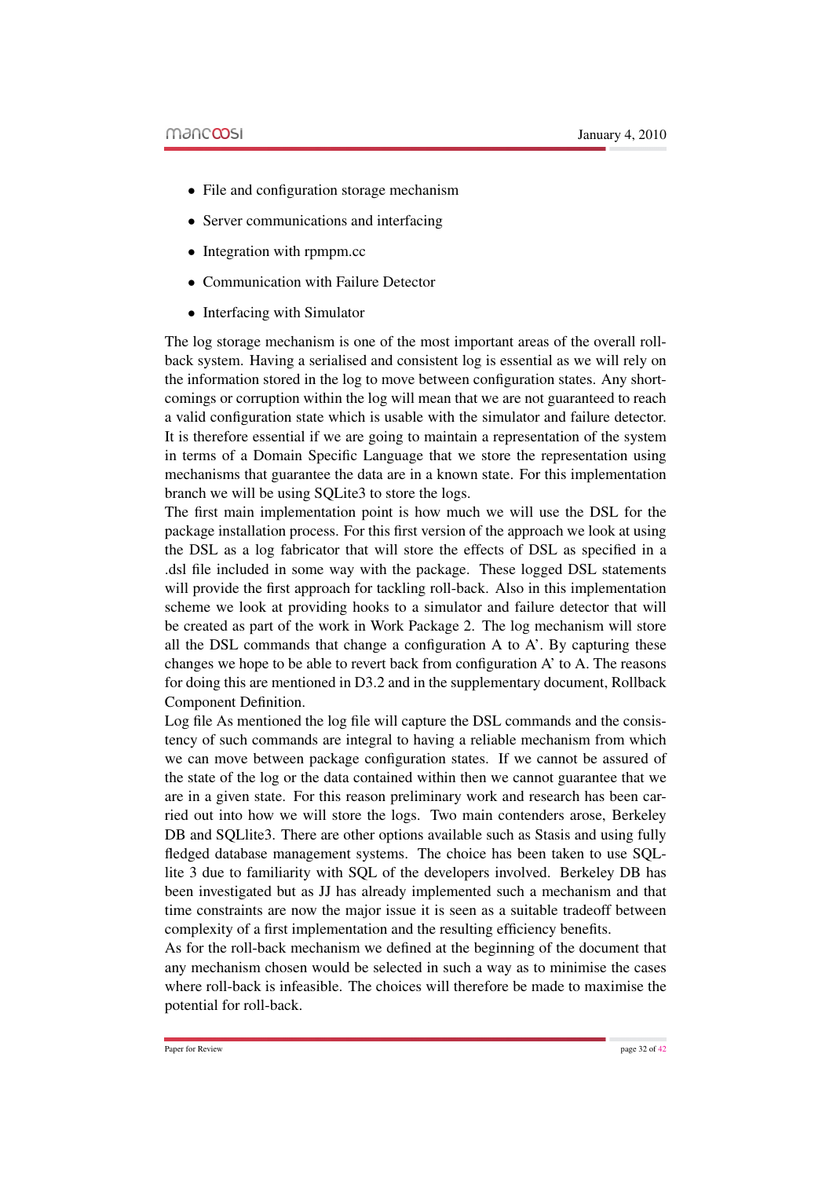- File and configuration storage mechanism
- Server communications and interfacing
- Integration with rpmpm.cc
- Communication with Failure Detector
- Interfacing with Simulator

The log storage mechanism is one of the most important areas of the overall roll-back system. Having a serialised and consistent log is essential as we will rely on the information stored in the log to move between configuration states. Any short-comings or corruption within the log will mean that we are not guaranteed to reach a valid configuration state which is usable with the simulator and failure detector. It is therefore essential if we are going to maintain a representation of the system in terms of a Domain Specific Language that we store the representation using mechanisms that guarantee the data are in a known state. For this implementation branch we will be using SQLite3 to store the logs.

The first main implementation point is how much we will use the DSL for the package installation process. For this first version of the approach we look at using the DSL as a log fabricator that will store the effects of DSL as specified in a .dsl file included in some way with the package. These logged DSL statements will provide the first approach for tackling roll-back. Also in this implementation scheme we look at providing hooks to a simulator and failure detector that will be created as part of the work in Work Package 2. The log mechanism will store all the DSL commands that change a configuration A to A'. By capturing these changes we hope to be able to revert back from configuration A' to A. The reasons for doing this are mentioned in D3.2 and in the supplementary document, Rollback Component Definition.

Log file As mentioned the log file will capture the DSL commands and the consistency of such commands are integral to having a reliable mechanism from which we can move between package configuration states. If we cannot be assured of the state of the log or the data contained within then we cannot guarantee that we are in a given state. For this reason preliminary work and research has been carried out into how we will store the logs. Two main contenders arose, Berkeley DB and SQLlite3. There are other options available such as Stasis and using fully fledged database management systems. The choice has been taken to use SQLlite 3 due to familiarity with SQL of the developers involved. Berkeley DB has been investigated but as JJ has already implemented such a mechanism and that time constraints are now the major issue it is seen as a suitable tradeoff between complexity of a first implementation and the resulting efficiency benefits.

As for the roll-back mechanism we defined at the beginning of the document that any mechanism chosen would be selected in such a way as to minimise the cases where roll-back is infeasible. The choices will therefore be made to maximise the potential for roll-back.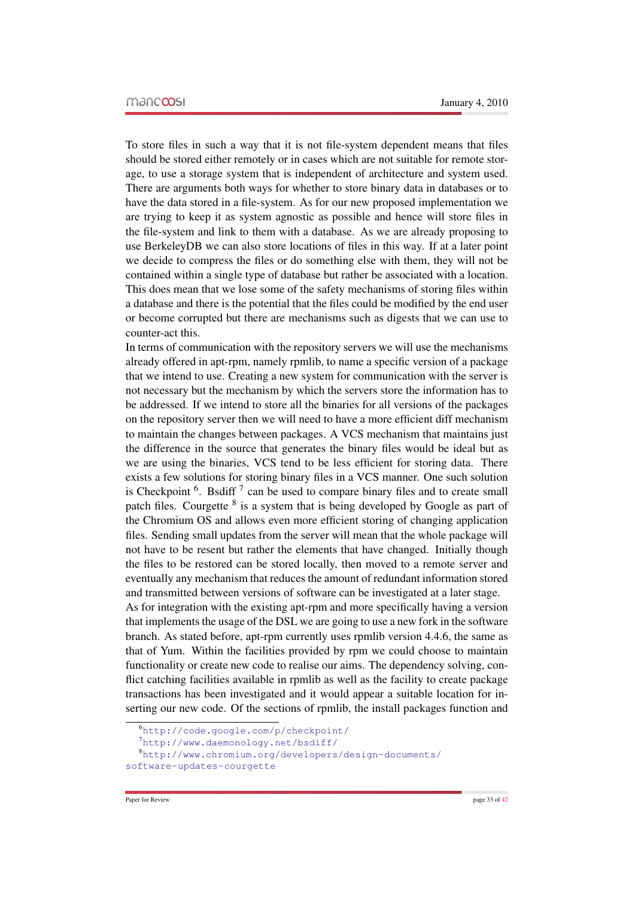To store files in such a way that it is not file-system dependent means that files should be stored either remotely or in cases which are not suitable for remote storage, to use a storage system that is independent of architecture and system used. There are arguments both ways for whether to store binary data in databases or to have the data stored in a file-system. As for our new proposed implementation we are trying to keep it as system agnostic as possible and hence will store files in the file-system and link to them with a database. As we are already proposing to use BerkeleyDB we can also store locations of files in this way. If at a later point we decide to compress the files or do something else with them, they will not be contained within a single type of database but rather be associated with a location. This does mean that we lose some of the safety mechanisms of storing files within a database and there is the potential that the files could be modified by the end user or become corrupted but there are mechanisms such as digests that we can use to counter-act this.

In terms of communication with the repository servers we will use the mechanisms already offered in apt-rpm, namely rpmlib, to name a specific version of a package that we intend to use. Creating a new system for communication with the server is not necessary but the mechanism by which the servers store the information has to be addressed. If we intend to store all the binaries for all versions of the packages on the repository server then we will need to have a more efficient diff mechanism to maintain the changes between packages. A VCS mechanism that maintains just the difference in the source that generates the binary files would be ideal but as we are using the binaries, VCS tend to be less efficient for storing data. There exists a few solutions for storing binary files in a VCS manner. One such solution is Checkpoint [6]. Bsdiff [7] can be used to compare binary files and to create small patch files. Courgette [8] is a system that is being developed by Google as part of the Chromium OS and allows even more efficient storing of changing application files. Sending small updates from the server will mean that the whole package will not have to be resent but rather the elements that have changed. Initially though the files to be restored can be stored locally, then moved to a remote server and eventually any mechanism that reduces the amount of redundant information stored and transmitted between versions of software can be investigated at a later stage.

As for integration with the existing apt-rpm and more specifically having a version that implements the usage of the DSL we are going to use a new fork in the software branch. As stated before, apt-rpm currently uses rpmlib version 4.4.6, the same as that of Yum. Within the facilities provided by rpm we could choose to maintain functionality or create new code to realise our aims. The dependency solving, conflict catching facilities available in rpmlib as well as the facility to create package transactions has been investigated and it would appear a suitable location for inserting our new code. Of the sections of rpmlib, the install packages function and

[6] http://code.google.com/p/checkpoint/

[7] http://www.daemonology.net/bsdiff/

[8] http://www.chromium.org/developers/design-documents/software-updates-courgette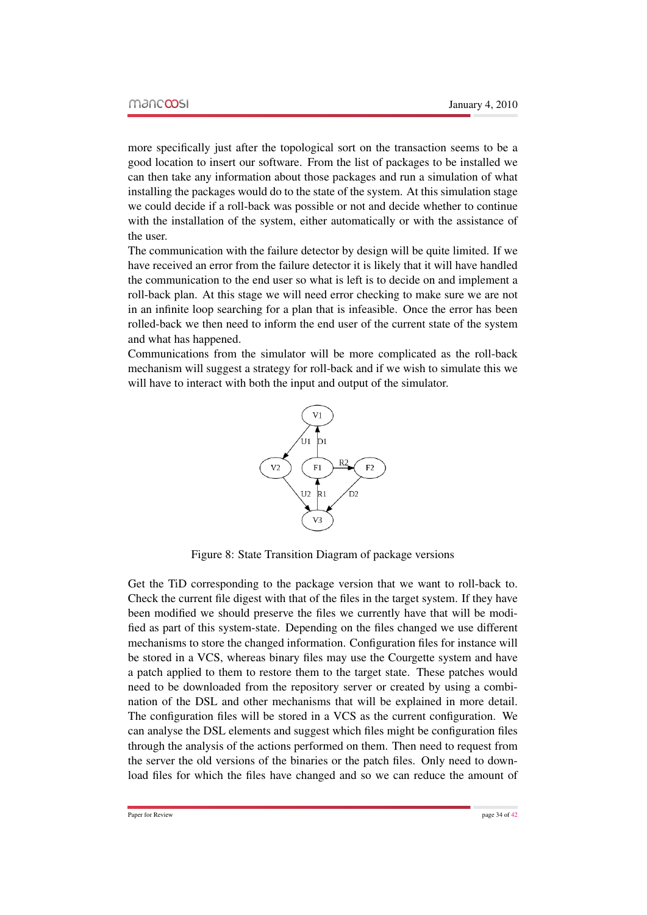more specifically just after the topological sort on the transaction seems to be a good location to insert our software. From the list of packages to be installed we can then take any information about those packages and run a simulation of what installing the packages would do to the state of the system. At this simulation stage we could decide if a roll-back was possible or not and decide whether to continue with the installation of the system, either automatically or with the assistance of the user.

The communication with the failure detector by design will be quite limited. If we have received an error from the failure detector it is likely that it will have handled the communication to the end user so what is left is to decide on and implement a roll-back plan. At this stage we will need error checking to make sure we are not in an infinite loop searching for a plan that is infeasible. Once the error has been rolled-back we then need to inform the end user of the current state of the system and what has happened.

Communications from the simulator will be more complicated as the roll-back mechanism will suggest a strategy for roll-back and if we wish to simulate this we will have to interact with both the input and output of the simulator.

Figure 8: State Transition Diagram of package versions

Get the TiD corresponding to the package version that we want to roll-back to. Check the current file digest with that of the files in the target system. If they have been modified we should preserve the files we currently have that will be modified as part of this system-state. Depending on the files changed we use different mechanisms to store the changed information. Configuration files for instance will be stored in a VCS, whereas binary files may use the Courgette system and have a patch applied to them to restore them to the target state. These patches would need to be downloaded from the repository server or created by using a combination of the DSL and other mechanisms that will be explained in more detail. The configuration files will be stored in a VCS as the current configuration. We can analyse the DSL elements and suggest which files might be configuration files through the analysis of the actions performed on them. Then need to request from the server the old versions of the binaries or the patch files. Only need to download files for which the files have changed and so we can reduce the amount of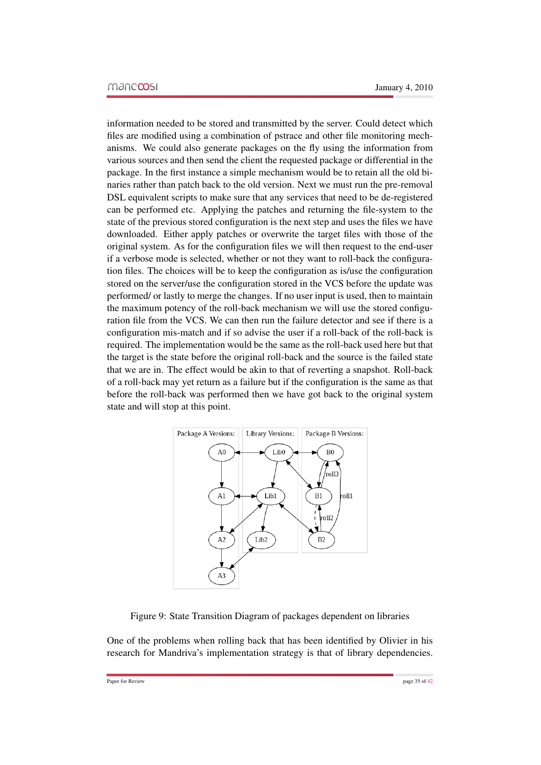information needed to be stored and transmitted by the server. Could detect which files are modified using a combination of pstrace and other file monitoring mechanisms. We could also generate packages on the fly using the information from various sources and then send the client the requested package or differential in the package. In the first instance a simple mechanism would be to retain all the old binaries rather than patch back to the old version. Next we must run the pre-removal DSL equivalent scripts to make sure that any services that need to be de-registered can be performed etc. Applying the patches and returning the file-system to the state of the previous stored configuration is the next step and uses the files we have downloaded. Either apply patches or overwrite the target files with those of the original system. As for the configuration files we will then request to the end-user if a verbose mode is selected, whether or not they want to roll-back the configuration files. The choices will be to keep the configuration as is/use the configuration stored on the server/use the configuration stored in the VCS before the update was performed/ or lastly to merge the changes. If no user input is used, then to maintain the maximum potency of the roll-back mechanism we will use the stored configuration file from the VCS. We can then run the failure detector and see if there is a configuration mis-match and if so advise the user if a roll-back of the roll-back is required. The implementation would be the same as the roll-back used here but that the target is the state before the original roll-back and the source is the failed state that we are in. The effect would be akin to that of reverting a snapshot. Roll-back of a roll-back may yet return as a failure but if the configuration is the same as that before the roll-back was performed then we have got back to the original system state and will stop at this point.

Figure 9: State Transition Diagram of packages dependent on libraries

One of the problems when rolling back that has been identified by Olivier in his research for Mandriva's implementation strategy is that of library dependencies.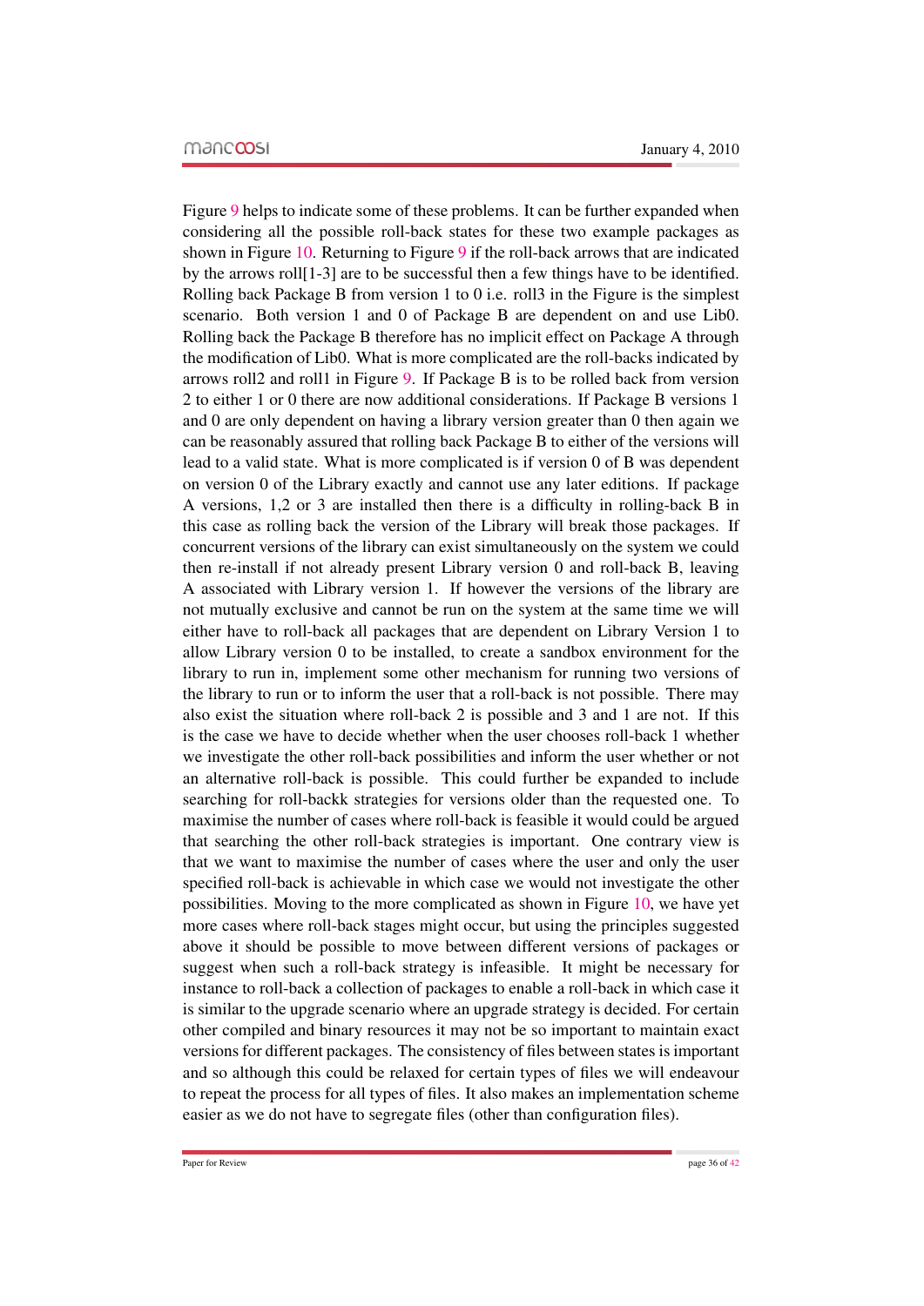Figure 9 helps to indicate some of these problems. It can be further expanded when considering all the possible roll-back states for these two example packages as shown in Figure 10. Returning to Figure 9 if the roll-back arrows that are indicated by the arrows roll[1-3] are to be successful then a few things have to be identified. Rolling back Package B from version 1 to 0 i.e. roll3 in the Figure is the simplest scenario. Both version 1 and 0 of Package B are dependent on and use Lib0. Rolling back the Package B therefore has no implicit effect on Package A through the modification of Lib0. What is more complicated are the roll-backs indicated by arrows roll2 and roll1 in Figure 9. If Package B is to be rolled back from version 2 to either 1 or 0 there are now additional considerations. If Package B versions 1 and 0 are only dependent on having a library version greater than 0 then again we can be reasonably assured that rolling back Package B to either of the versions will lead to a valid state. What is more complicated is if version 0 of B was dependent on version 0 of the Library exactly and cannot use any later editions. If package A versions, 1,2 or 3 are installed then there is a difficulty in rolling-back B in this case as rolling back the version of the Library will break those packages. If concurrent versions of the library can exist simultaneously on the system we could then re-install if not already present Library version 0 and roll-back B, leaving A associated with Library version 1. If however the versions of the library are not mutually exclusive and cannot be run on the system at the same time we will either have to roll-back all packages that are dependent on Library Version 1 to allow Library version 0 to be installed, to create a sandbox environment for the library to run in, implement some other mechanism for running two versions of the library to run or to inform the user that a roll-back is not possible. There may also exist the situation where roll-back 2 is possible and 3 and 1 are not. If this is the case we have to decide whether when the user chooses roll-back 1 whether we investigate the other roll-back possibilities and inform the user whether or not an alternative roll-back is possible. This could further be expanded to include searching for roll-backk strategies for versions older than the requested one. To maximise the number of cases where roll-back is feasible it would could be argued that searching the other roll-back strategies is important. One contrary view is that we want to maximise the number of cases where the user and only the user specified roll-back is achievable in which case we would not investigate the other possibilities. Moving to the more complicated as shown in Figure 10, we have yet more cases where roll-back stages might occur, but using the principles suggested above it should be possible to move between different versions of packages or suggest when such a roll-back strategy is infeasible. It might be necessary for instance to roll-back a collection of packages to enable a roll-back in which case it is similar to the upgrade scenario where an upgrade strategy is decided. For certain other compiled and binary resources it may not be so important to maintain exact versions for different packages. The consistency of files between states is important and so although this could be relaxed for certain types of files we will endeavour to repeat the process for all types of files. It also makes an implementation scheme easier as we do not have to segregate files (other than configuration files).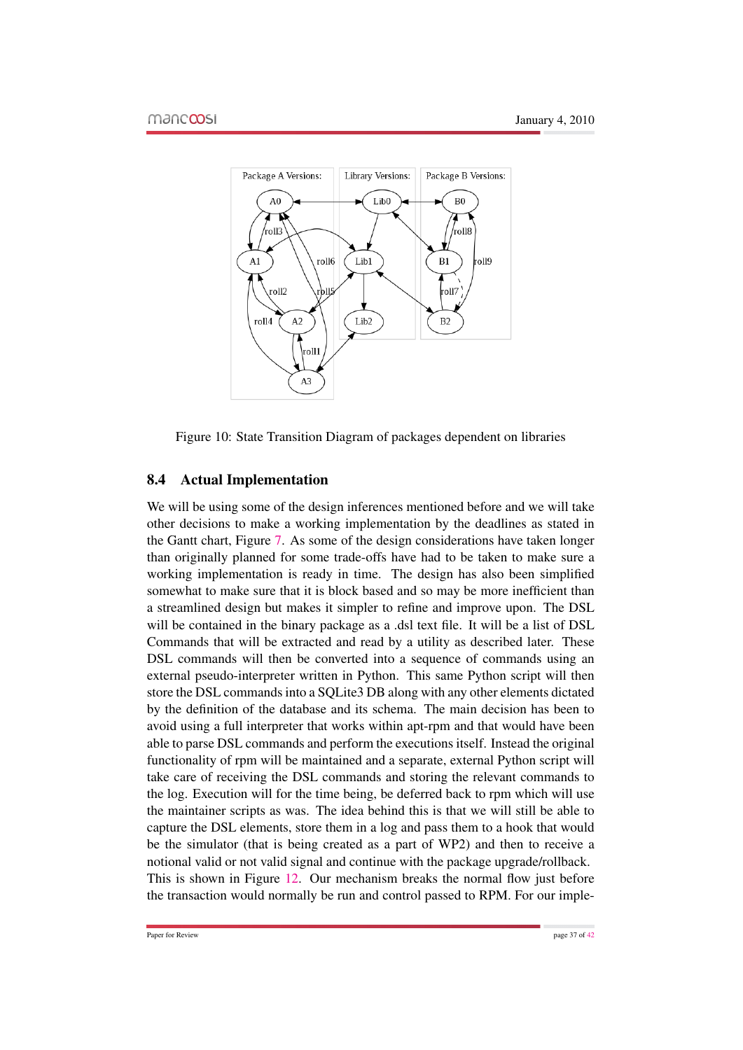Figure 10: State Transition Diagram of packages dependent on libraries

## 8.4 Actual Implementation

We will be using some of the design inferences mentioned before and we will take other decisions to make a working implementation by the deadlines as stated in the Gantt chart, Figure 7. As some of the design considerations have taken longer than originally planned for some trade-offs have had to be taken to make sure a working implementation is ready in time. The design has also been simplified somewhat to make sure that it is block based and so may be more inefficient than a streamlined design but makes it simpler to refine and improve upon. The DSL will be contained in the binary package as a .dsl text file. It will be a list of DSL Commands that will be extracted and read by a utility as described later. These DSL commands will then be converted into a sequence of commands using an external pseudo-interpreter written in Python. This same Python script will then store the DSL commands into a SQLite3 DB along with any other elements dictated by the definition of the database and its schema. The main decision has been to avoid using a full interpreter that works within apt-rpm and that would have been able to parse DSL commands and perform the executions itself. Instead the original functionality of rpm will be maintained and a separate, external Python script will take care of receiving the DSL commands and storing the relevant commands to the log. Execution will for the time being, be deferred back to rpm which will use the maintainer scripts as was. The idea behind this is that we will still be able to capture the DSL elements, store them in a log and pass them to a hook that would be the simulator (that is being created as a part of WP2) and then to receive a notional valid or not valid signal and continue with the package upgrade/rollback. This is shown in Figure 12. Our mechanism breaks the normal flow just before the transaction would normally be run and control passed to RPM. For our imple-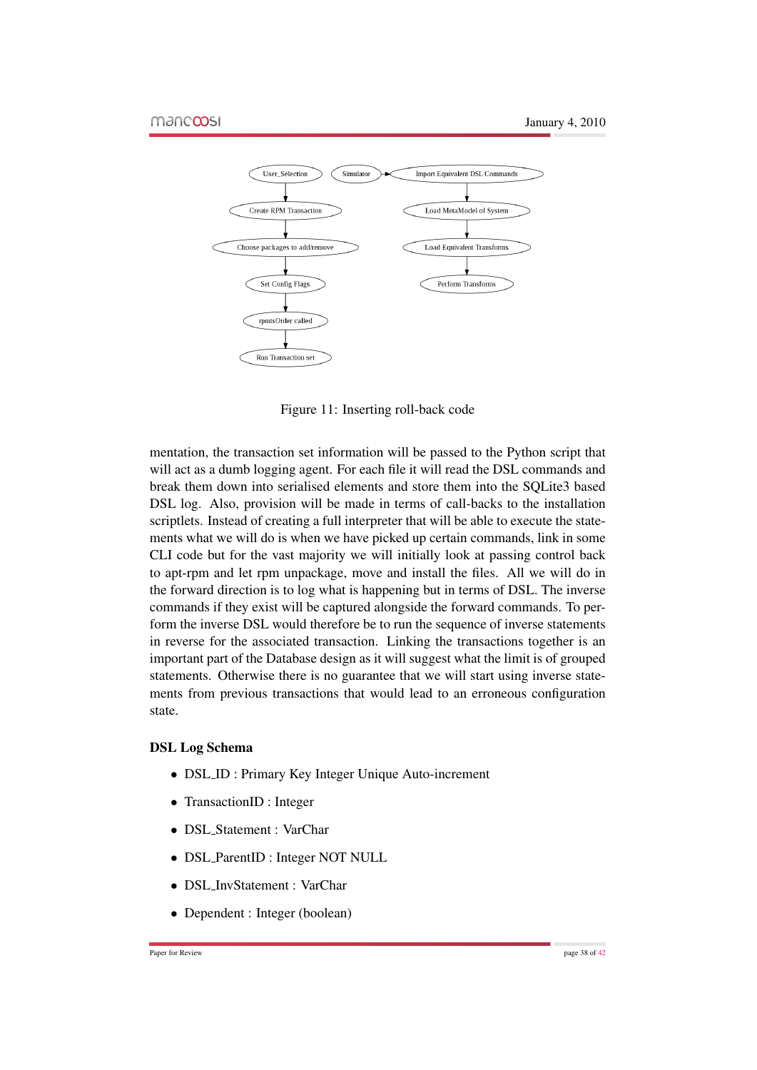Figure 11: Inserting roll-back code

mentation, the transaction set information will be passed to the Python script that will act as a dumb logging agent. For each file it will read the DSL commands and break them down into serialised elements and store them into the SQLite3 based DSL log. Also, provision will be made in terms of call-backs to the installation scriptlets. Instead of creating a full interpreter that will be able to execute the statements what we will do is when we have picked up certain commands, link in some CLI code but for the vast majority we will initially look at passing control back to apt-rpm and let rpm unpackage, move and install the files. All we will do in the forward direction is to log what is happening but in terms of DSL. The inverse commands if they exist will be captured alongside the forward commands. To perform the inverse DSL would therefore be to run the sequence of inverse statements in reverse for the associated transaction. Linking the transactions together is an important part of the Database design as it will suggest what the limit is of grouped statements. Otherwise there is no guarantee that we will start using inverse statements from previous transactions that would lead to an erroneous configuration state.

### DSL Log Schema

- DSL_ID : Primary Key Integer Unique Auto-increment
- TransactionID : Integer
- DSL_Statement : VarChar
- DSL_ParentID : Integer NOT NULL
- DSL_InvStatement : VarChar
- Dependent : Integer (boolean)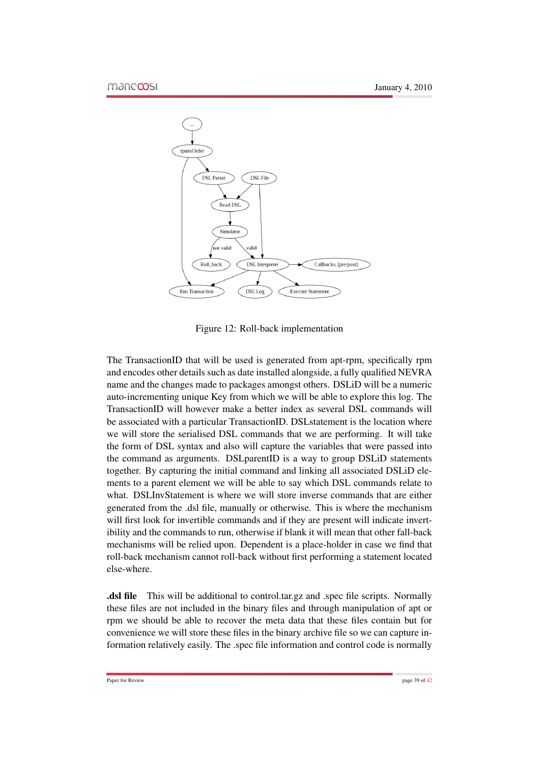Figure 12: Roll-back implementation

The TransactionID that will be used is generated from apt-rpm, specifically rpm and encodes other details such as date installed alongside, a fully qualified NEVRA name and the changes made to packages amongst others. DSLiD will be a numeric auto-incrementing unique Key from which we will be able to explore this log. The TransactionID will however make a better index as several DSL commands will be associated with a particular TransactionID. DSLstatement is the location where we will store the serialised DSL commands that we are performing. It will take the form of DSL syntax and also will capture the variables that were passed into the command as arguments. DSLparentID is a way to group DSLiD statements together. By capturing the initial command and linking all associated DSLiD elements to a parent element we will be able to say which DSL commands relate to what. DSLInvStatement is where we will store inverse commands that are either generated from the .dsl file, manually or otherwise. This is where the mechanism will first look for invertible commands and if they are present will indicate invertibility and the commands to run, otherwise if blank it will mean that other fall-back mechanisms will be relied upon. Dependent is a place-holder in case we find that roll-back mechanism cannot roll-back without first performing a statement located else-where.

**.dsl file** This will be additional to control.tar.gz and .spec file scripts. Normally these files are not included in the binary files and through manipulation of apt or rpm we should be able to recover the meta data that these files contain but for convenience we will store these files in the binary archive file so we can capture information relatively easily. The .spec file information and control code is normally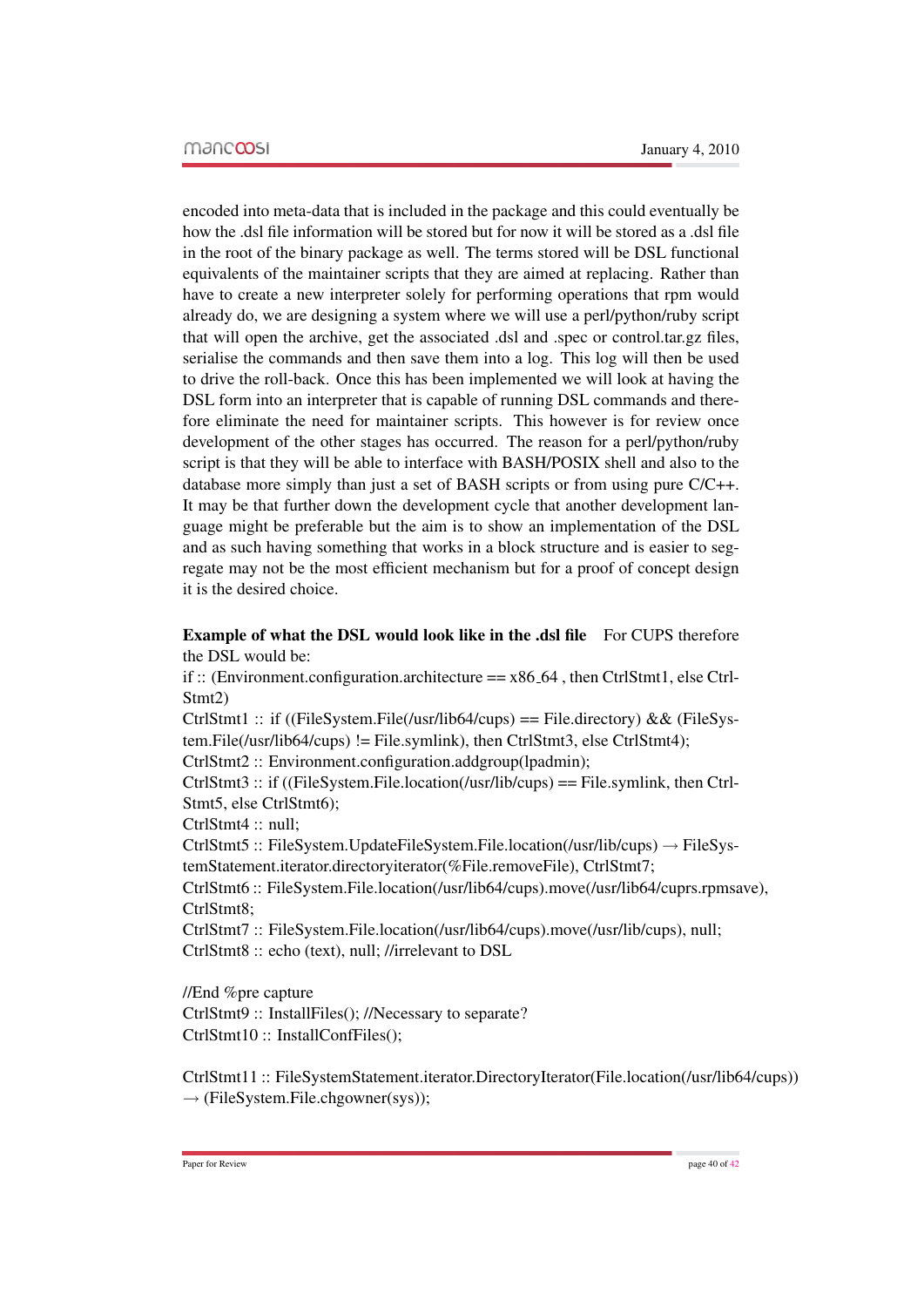encoded into meta-data that is included in the package and this could eventually be how the .dsl file information will be stored but for now it will be stored as a .dsl file in the root of the binary package as well. The terms stored will be DSL functional equivalents of the maintainer scripts that they are aimed at replacing. Rather than have to create a new interpreter solely for performing operations that rpm would already do, we are designing a system where we will use a perl/python/ruby script that will open the archive, get the associated .dsl and .spec or control.tar.gz files, serialise the commands and then save them into a log. This log will then be used to drive the roll-back. Once this has been implemented we will look at having the DSL form into an interpreter that is capable of running DSL commands and therefore eliminate the need for maintainer scripts. This however is for review once development of the other stages has occurred. The reason for a perl/python/ruby script is that they will be able to interface with BASH/POSIX shell and also to the database more simply than just a set of BASH scripts or from using pure C/C++. It may be that further down the development cycle that another development language might be preferable but the aim is to show an implementation of the DSL and as such having something that works in a block structure and is easier to segregate may not be the most efficient mechanism but for a proof of concept design it is the desired choice.

**Example of what the DSL would look like in the .dsl file** For CUPS therefore the DSL would be:

if :: (Environment.configuration.architecture == x86_64 , then CtrlStmt1, else CtrlStmt2)
CtrlStmt1 :: if ((FileSystem.File(/usr/lib64/cups) == File.directory) && (FileSystem.File(/usr/lib64/cups) != File.symlink), then CtrlStmt3, else CtrlStmt4);
CtrlStmt2 :: Environment.configuration.addgroup(lpadmin);
CtrlStmt3 :: if ((FileSystem.File.location(/usr/lib/cups) == File.symlink, then CtrlStmt5, else CtrlStmt6);
CtrlStmt4 :: null;
CtrlStmt5 :: FileSystem.UpdateFileSystem.File.location(/usr/lib/cups) → FileSystemStatement.iterator.directoryiterator(%File.removeFile), CtrlStmt7;
CtrlStmt6 :: FileSystem.File.location(/usr/lib64/cups).move(/usr/lib64/cuprs.rpmsave), CtrlStmt8;
CtrlStmt7 :: FileSystem.File.location(/usr/lib64/cups).move(/usr/lib/cups), null;
CtrlStmt8 :: echo (text), null; //irrelevant to DSL

//End %pre capture
CtrlStmt9 :: InstallFiles(); //Necessary to separate?
CtrlStmt10 :: InstallConfFiles();

CtrlStmt11 :: FileSystemStatement.iterator.DirectoryIterator(File.location(/usr/lib64/cups)) → (FileSystem.File.chgowner(sys));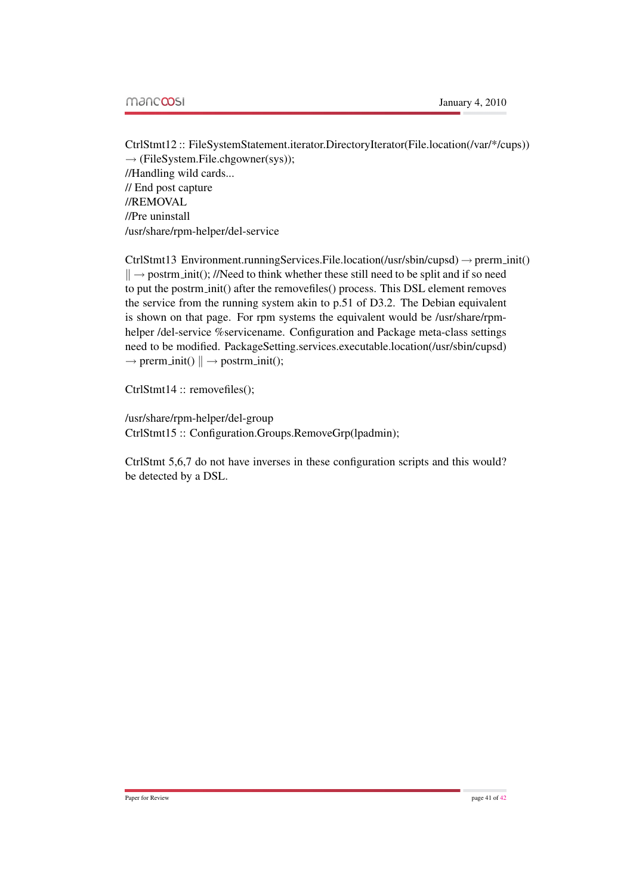CtrlStmt12 :: FileSystemStatement.iterator.DirectoryIterator(File.location(/var/*/cups))
→ (FileSystem.File.chgowner(sys));
//Handling wild cards...
// End post capture
//REMOVAL
//Pre uninstall
/usr/share/rpm-helper/del-service

CtrlStmt13 Environment.runningServices.File.location(/usr/sbin/cupsd) → prerm_init() ‖ → postrm_init(); //Need to think whether these still need to be split and if so need to put the postrm_init() after the removefiles() process. This DSL element removes the service from the running system akin to p.51 of D3.2. The Debian equivalent is shown on that page. For rpm systems the equivalent would be /usr/share/rpm-helper /del-service %servicename. Configuration and Package meta-class settings need to be modified. PackageSetting.services.executable.location(/usr/sbin/cupsd) → prerm_init() ‖ → postrm_init();

CtrlStmt14 :: removefiles();

/usr/share/rpm-helper/del-group
CtrlStmt15 :: Configuration.Groups.RemoveGrp(lpadmin);

CtrlStmt 5,6,7 do not have inverses in these configuration scripts and this would? be detected by a DSL.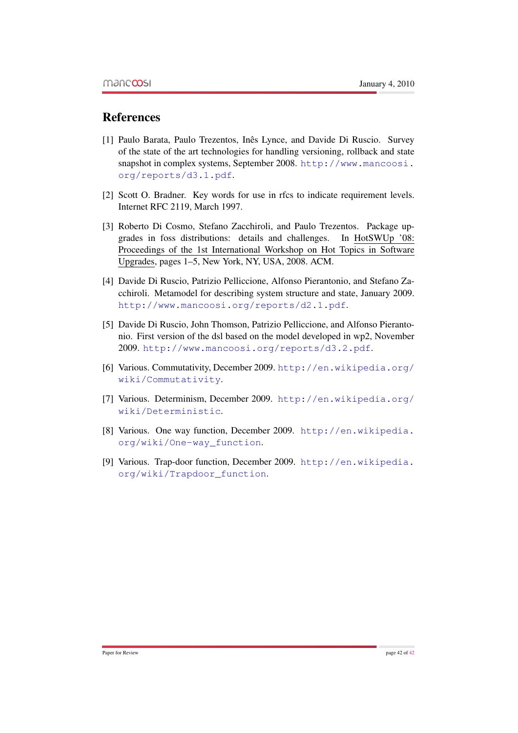## References

[1] Paulo Barata, Paulo Trezentos, Inês Lynce, and Davide Di Ruscio. Survey of the state of the art technologies for handling versioning, rollback and state snapshot in complex systems, September 2008. http://www.mancoosi.org/reports/d3.1.pdf.

[2] Scott O. Bradner. Key words for use in rfcs to indicate requirement levels. Internet RFC 2119, March 1997.

[3] Roberto Di Cosmo, Stefano Zacchiroli, and Paulo Trezentos. Package upgrades in foss distributions: details and challenges. In HotSWUp '08: Proceedings of the 1st International Workshop on Hot Topics in Software Upgrades, pages 1–5, New York, NY, USA, 2008. ACM.

[4] Davide Di Ruscio, Patrizio Pelliccione, Alfonso Pierantonio, and Stefano Zacchiroli. Metamodel for describing system structure and state, January 2009. http://www.mancoosi.org/reports/d2.1.pdf.

[5] Davide Di Ruscio, John Thomson, Patrizio Pelliccione, and Alfonso Pierantonio. First version of the dsl based on the model developed in wp2, November 2009. http://www.mancoosi.org/reports/d3.2.pdf.

[6] Various. Commutativity, December 2009. http://en.wikipedia.org/wiki/Commutativity.

[7] Various. Determinism, December 2009. http://en.wikipedia.org/wiki/Deterministic.

[8] Various. One way function, December 2009. http://en.wikipedia.org/wiki/One-way_function.

[9] Various. Trap-door function, December 2009. http://en.wikipedia.org/wiki/Trapdoor_function.